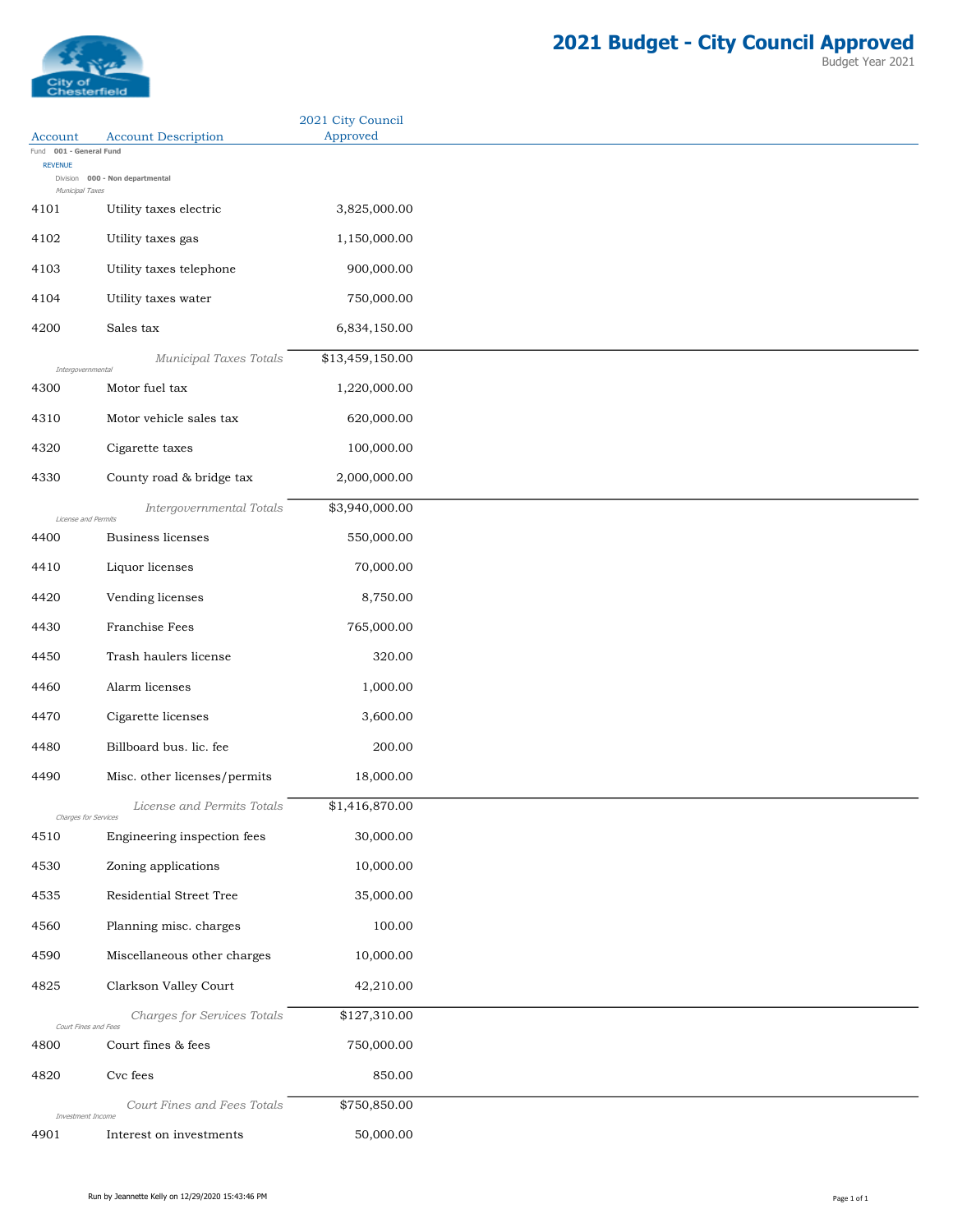# 2021 Budget - City Council Approved

Budget Year 2021

| Account | Account Description | 2021 City Council Approved |
|---|---|---|
| Fund 001 - General Fund | | |
| REVENUE | | |
| Division 000 - Non departmental | | |
| *Municipal Taxes* | | |
| 4101 | Utility taxes electric | 3,825,000.00 |
| 4102 | Utility taxes gas | 1,150,000.00 |
| 4103 | Utility taxes telephone | 900,000.00 |
| 4104 | Utility taxes water | 750,000.00 |
| 4200 | Sales tax | 6,834,150.00 |
| | *Municipal Taxes Totals* | $13,459,150.00 |
| *Intergovernmental* | | |
| 4300 | Motor fuel tax | 1,220,000.00 |
| 4310 | Motor vehicle sales tax | 620,000.00 |
| 4320 | Cigarette taxes | 100,000.00 |
| 4330 | County road & bridge tax | 2,000,000.00 |
| | *Intergovernmental Totals* | $3,940,000.00 |
| *License and Permits* | | |
| 4400 | Business licenses | 550,000.00 |
| 4410 | Liquor licenses | 70,000.00 |
| 4420 | Vending licenses | 8,750.00 |
| 4430 | Franchise Fees | 765,000.00 |
| 4450 | Trash haulers license | 320.00 |
| 4460 | Alarm licenses | 1,000.00 |
| 4470 | Cigarette licenses | 3,600.00 |
| 4480 | Billboard bus. lic. fee | 200.00 |
| 4490 | Misc. other licenses/permits | 18,000.00 |
| | *License and Permits Totals* | $1,416,870.00 |
| *Charges for Services* | | |
| 4510 | Engineering inspection fees | 30,000.00 |
| 4530 | Zoning applications | 10,000.00 |
| 4535 | Residential Street Tree | 35,000.00 |
| 4560 | Planning misc. charges | 100.00 |
| 4590 | Miscellaneous other charges | 10,000.00 |
| 4825 | Clarkson Valley Court | 42,210.00 |
| | *Charges for Services Totals* | $127,310.00 |
| *Court Fines and Fees* | | |
| 4800 | Court fines & fees | 750,000.00 |
| 4820 | Cvc fees | 850.00 |
| | *Court Fines and Fees Totals* | $750,850.00 |
| *Investment Income* | | |
| 4901 | Interest on investments | 50,000.00 |

Run by Jeannette Kelly on 12/29/2020 15:43:46 PM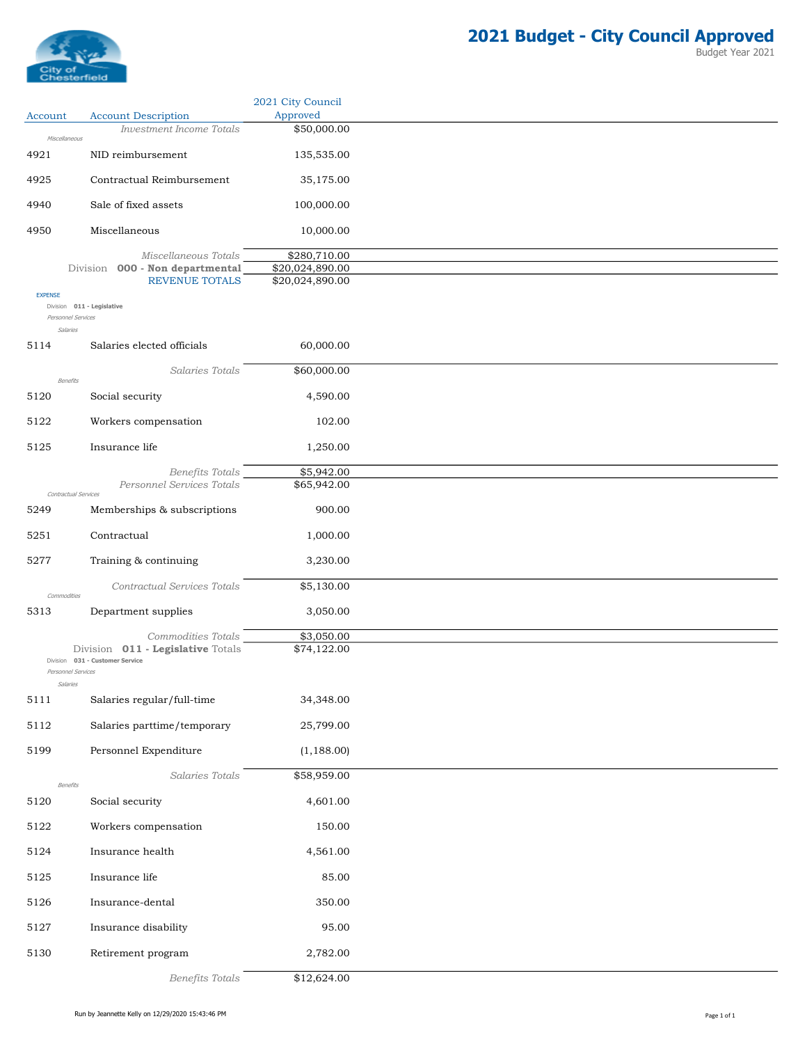# 2021 Budget - City Council Approved

Budget Year 2021

| Account | Account Description | 2021 City Council Approved |
|---|---|---|
| | *Investment Income Totals* | $50,000.00 |
| *Miscellaneous* | | |
| 4921 | NID reimbursement | 135,535.00 |
| 4925 | Contractual Reimbursement | 35,175.00 |
| 4940 | Sale of fixed assets | 100,000.00 |
| 4950 | Miscellaneous | 10,000.00 |
| | *Miscellaneous Totals* | $280,710.00 |
| | Division **000 - Non departmental** | $20,024,890.00 |
| | REVENUE TOTALS | $20,024,890.00 |
| EXPENSE | | |
| Division **011 - Legislative** | | |
| *Personnel Services* | | |
| *Salaries* | | |
| 5114 | Salaries elected officials | 60,000.00 |
| | *Salaries Totals* | $60,000.00 |
| *Benefits* | | |
| 5120 | Social security | 4,590.00 |
| 5122 | Workers compensation | 102.00 |
| 5125 | Insurance life | 1,250.00 |
| | *Benefits Totals* | $5,942.00 |
| | *Personnel Services Totals* | $65,942.00 |
| *Contractual Services* | | |
| 5249 | Memberships & subscriptions | 900.00 |
| 5251 | Contractual | 1,000.00 |
| 5277 | Training & continuing | 3,230.00 |
| | *Contractual Services Totals* | $5,130.00 |
| *Commodities* | | |
| 5313 | Department supplies | 3,050.00 |
| | *Commodities Totals* | $3,050.00 |
| | Division **011 - Legislative** Totals | $74,122.00 |
| Division **031 - Customer Service** | | |
| *Personnel Services* | | |
| *Salaries* | | |
| 5111 | Salaries regular/full-time | 34,348.00 |
| 5112 | Salaries parttime/temporary | 25,799.00 |
| 5199 | Personnel Expenditure | (1,188.00) |
| | *Salaries Totals* | $58,959.00 |
| *Benefits* | | |
| 5120 | Social security | 4,601.00 |
| 5122 | Workers compensation | 150.00 |
| 5124 | Insurance health | 4,561.00 |
| 5125 | Insurance life | 85.00 |
| 5126 | Insurance-dental | 350.00 |
| 5127 | Insurance disability | 95.00 |
| 5130 | Retirement program | 2,782.00 |
| | *Benefits Totals* | $12,624.00 |

Run by Jeannette Kelly on 12/29/2020 15:43:46 PM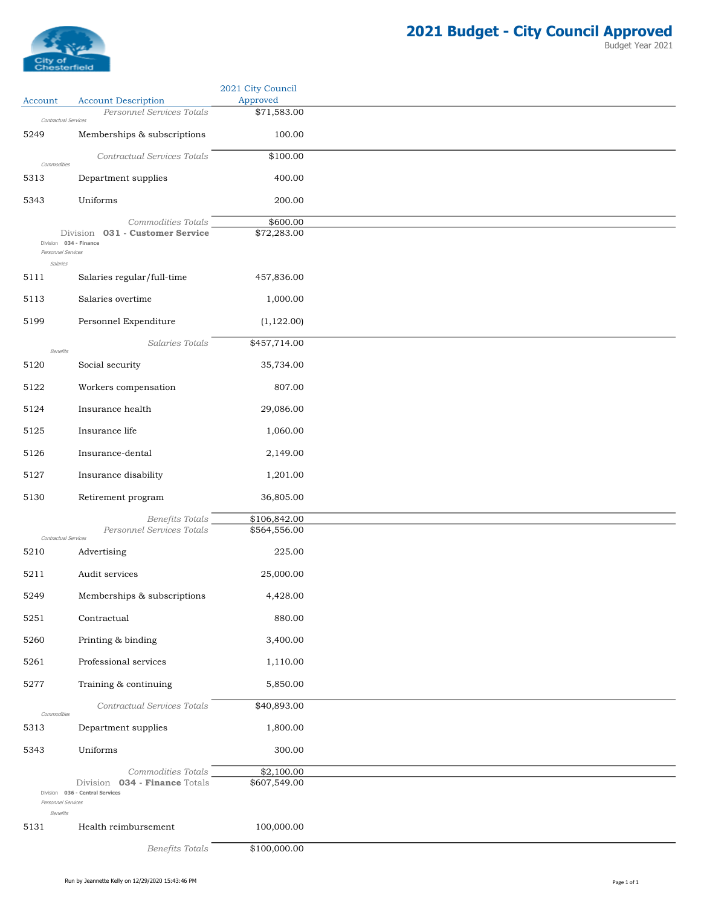# 2021 Budget - City Council Approved

Budget Year 2021

| Account | Account Description | 2021 City Council Approved |
|---|---|---|
| | *Personnel Services Totals* | $71,583.00 |
| *Contractual Services* | | |
| 5249 | Memberships & subscriptions | 100.00 |
| | *Contractual Services Totals* | $100.00 |
| *Commodities* | | |
| 5313 | Department supplies | 400.00 |
| 5343 | Uniforms | 200.00 |
| | *Commodities Totals* | $600.00 |
| | Division **031 - Customer Service** | $72,283.00 |
| Division **034 - Finance** | | |
| *Personnel Services* | | |
| *Salaries* | | |
| 5111 | Salaries regular/full-time | 457,836.00 |
| 5113 | Salaries overtime | 1,000.00 |
| 5199 | Personnel Expenditure | (1,122.00) |
| | *Salaries Totals* | $457,714.00 |
| *Benefits* | | |
| 5120 | Social security | 35,734.00 |
| 5122 | Workers compensation | 807.00 |
| 5124 | Insurance health | 29,086.00 |
| 5125 | Insurance life | 1,060.00 |
| 5126 | Insurance-dental | 2,149.00 |
| 5127 | Insurance disability | 1,201.00 |
| 5130 | Retirement program | 36,805.00 |
| | *Benefits Totals* | $106,842.00 |
| | *Personnel Services Totals* | $564,556.00 |
| *Contractual Services* | | |
| 5210 | Advertising | 225.00 |
| 5211 | Audit services | 25,000.00 |
| 5249 | Memberships & subscriptions | 4,428.00 |
| 5251 | Contractual | 880.00 |
| 5260 | Printing & binding | 3,400.00 |
| 5261 | Professional services | 1,110.00 |
| 5277 | Training & continuing | 5,850.00 |
| | *Contractual Services Totals* | $40,893.00 |
| *Commodities* | | |
| 5313 | Department supplies | 1,800.00 |
| 5343 | Uniforms | 300.00 |
| | *Commodities Totals* | $2,100.00 |
| | Division **034 - Finance** Totals | $607,549.00 |
| Division **036 - Central Services** | | |
| *Personnel Services* | | |
| *Benefits* | | |
| 5131 | Health reimbursement | 100,000.00 |
| | *Benefits Totals* | $100,000.00 |

Run by Jeannette Kelly on 12/29/2020 15:43:46 PM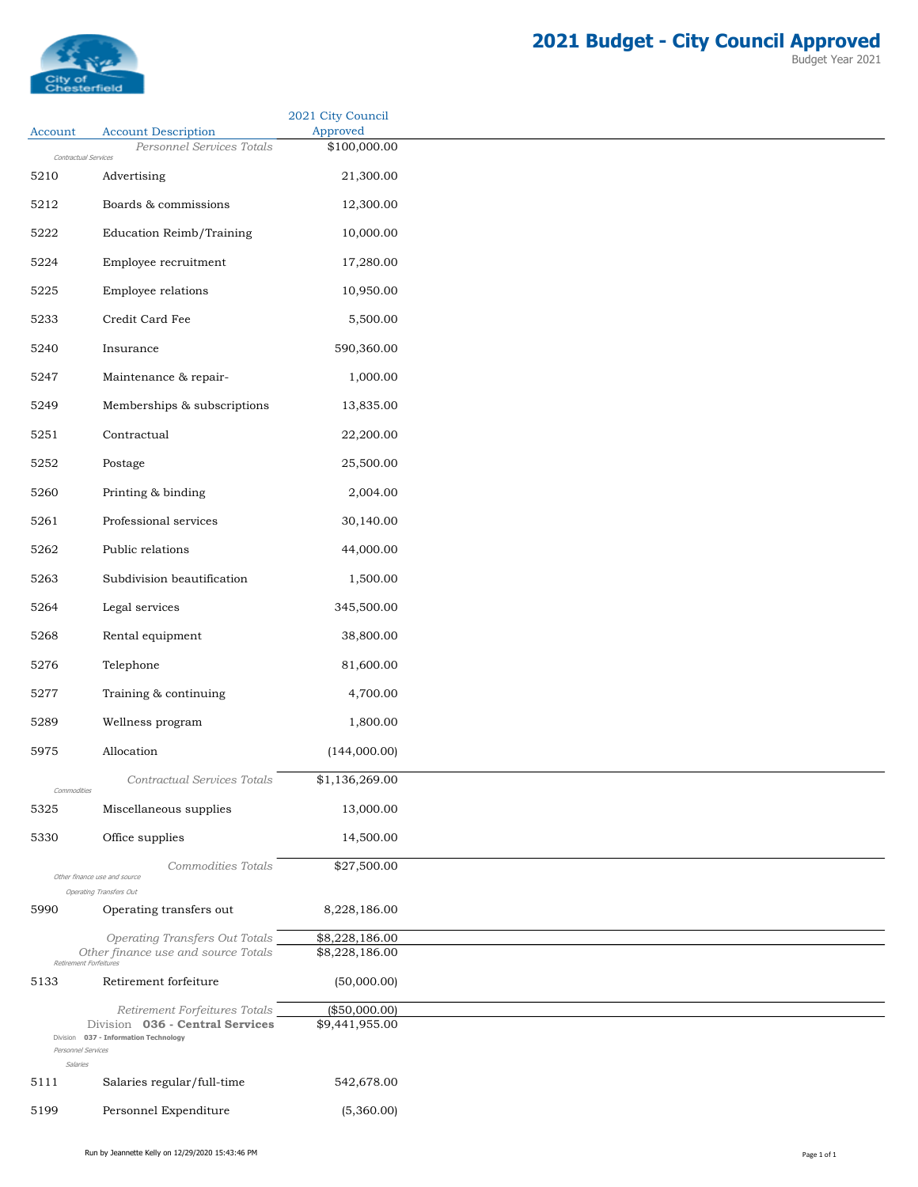# 2021 Budget - City Council Approved

Budget Year 2021

| Account | Account Description | 2021 City Council Approved |
|---|---|---|
| | *Personnel Services Totals* | $100,000.00 |
| *Contractual Services* | | |
| 5210 | Advertising | 21,300.00 |
| 5212 | Boards & commissions | 12,300.00 |
| 5222 | Education Reimb/Training | 10,000.00 |
| 5224 | Employee recruitment | 17,280.00 |
| 5225 | Employee relations | 10,950.00 |
| 5233 | Credit Card Fee | 5,500.00 |
| 5240 | Insurance | 590,360.00 |
| 5247 | Maintenance & repair- | 1,000.00 |
| 5249 | Memberships & subscriptions | 13,835.00 |
| 5251 | Contractual | 22,200.00 |
| 5252 | Postage | 25,500.00 |
| 5260 | Printing & binding | 2,004.00 |
| 5261 | Professional services | 30,140.00 |
| 5262 | Public relations | 44,000.00 |
| 5263 | Subdivision beautification | 1,500.00 |
| 5264 | Legal services | 345,500.00 |
| 5268 | Rental equipment | 38,800.00 |
| 5276 | Telephone | 81,600.00 |
| 5277 | Training & continuing | 4,700.00 |
| 5289 | Wellness program | 1,800.00 |
| 5975 | Allocation | (144,000.00) |
| | *Contractual Services Totals* | $1,136,269.00 |
| *Commodities* | | |
| 5325 | Miscellaneous supplies | 13,000.00 |
| 5330 | Office supplies | 14,500.00 |
| | *Commodities Totals* | $27,500.00 |
| *Other finance use and source* | | |
| *Operating Transfers Out* | | |
| 5990 | Operating transfers out | 8,228,186.00 |
| | *Operating Transfers Out Totals* | $8,228,186.00 |
| | *Other finance use and source Totals* | $8,228,186.00 |
| *Retirement Forfeitures* | | |
| 5133 | Retirement forfeiture | (50,000.00) |
| | *Retirement Forfeitures Totals* | ($50,000.00) |
| | Division **036 - Central Services** | $9,441,955.00 |
| Division **037 - Information Technology** | | |
| *Personnel Services* | | |
| *Salaries* | | |
| 5111 | Salaries regular/full-time | 542,678.00 |
| 5199 | Personnel Expenditure | (5,360.00) |

Run by Jeannette Kelly on 12/29/2020 15:43:46 PM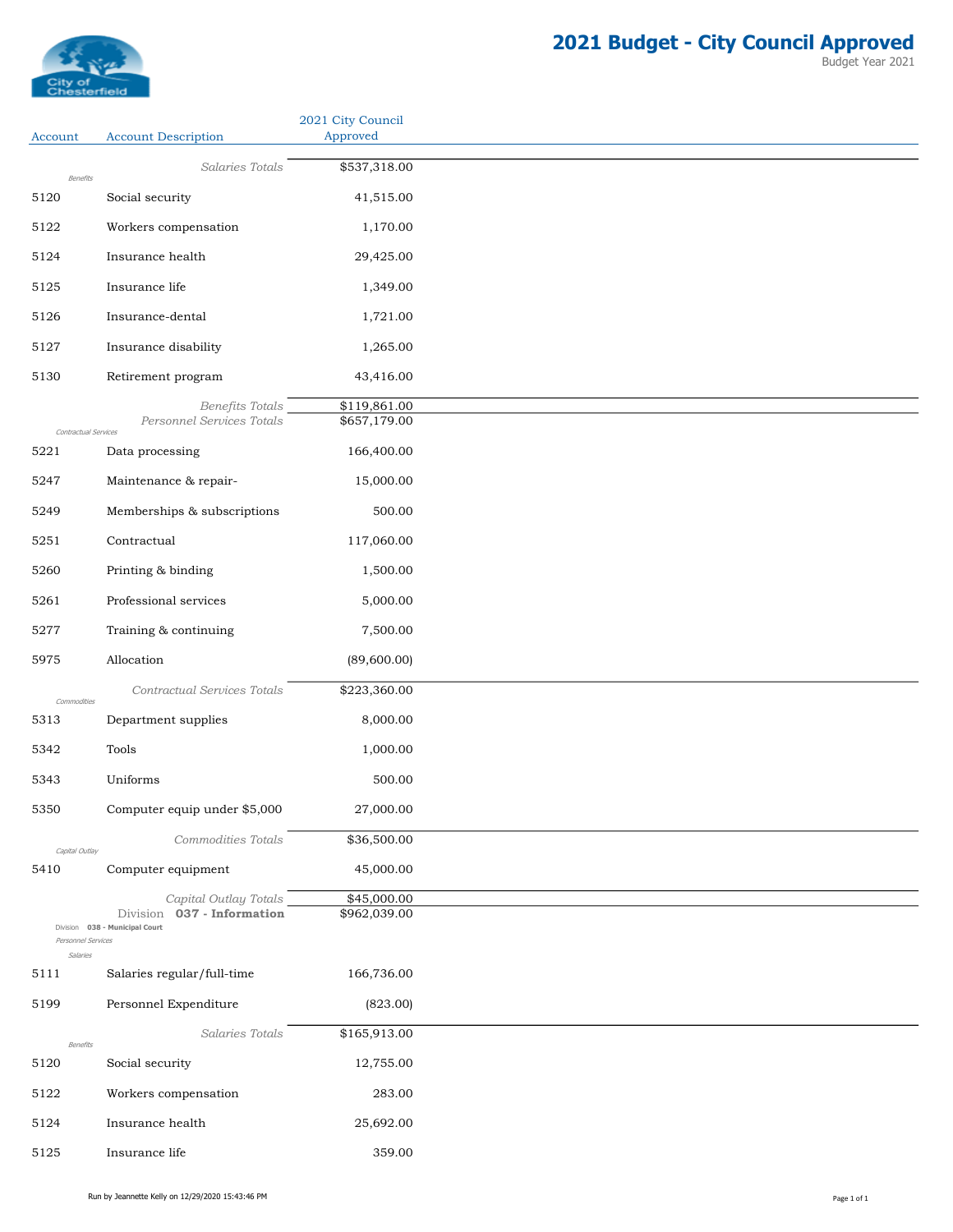# 2021 Budget - City Council Approved

Budget Year 2021

| Account | Account Description | 2021 City Council Approved |
|---|---|---|
| | *Salaries Totals* | $537,318.00 |
| *Benefits* | | |
| 5120 | Social security | 41,515.00 |
| 5122 | Workers compensation | 1,170.00 |
| 5124 | Insurance health | 29,425.00 |
| 5125 | Insurance life | 1,349.00 |
| 5126 | Insurance-dental | 1,721.00 |
| 5127 | Insurance disability | 1,265.00 |
| 5130 | Retirement program | 43,416.00 |
| | *Benefits Totals* | $119,861.00 |
| | *Personnel Services Totals* | $657,179.00 |
| *Contractual Services* | | |
| 5221 | Data processing | 166,400.00 |
| 5247 | Maintenance & repair- | 15,000.00 |
| 5249 | Memberships & subscriptions | 500.00 |
| 5251 | Contractual | 117,060.00 |
| 5260 | Printing & binding | 1,500.00 |
| 5261 | Professional services | 5,000.00 |
| 5277 | Training & continuing | 7,500.00 |
| 5975 | Allocation | (89,600.00) |
| | *Contractual Services Totals* | $223,360.00 |
| *Commodities* | | |
| 5313 | Department supplies | 8,000.00 |
| 5342 | Tools | 1,000.00 |
| 5343 | Uniforms | 500.00 |
| 5350 | Computer equip under $5,000 | 27,000.00 |
| | *Commodities Totals* | $36,500.00 |
| *Capital Outlay* | | |
| 5410 | Computer equipment | 45,000.00 |
| | *Capital Outlay Totals* | $45,000.00 |
| | Division **037 - Information** | $962,039.00 |
| Division **038 - Municipal Court** | | |
| *Personnel Services* | | |
| *Salaries* | | |
| 5111 | Salaries regular/full-time | 166,736.00 |
| 5199 | Personnel Expenditure | (823.00) |
| | *Salaries Totals* | $165,913.00 |
| *Benefits* | | |
| 5120 | Social security | 12,755.00 |
| 5122 | Workers compensation | 283.00 |
| 5124 | Insurance health | 25,692.00 |
| 5125 | Insurance life | 359.00 |

Run by Jeannette Kelly on 12/29/2020 15:43:46 PM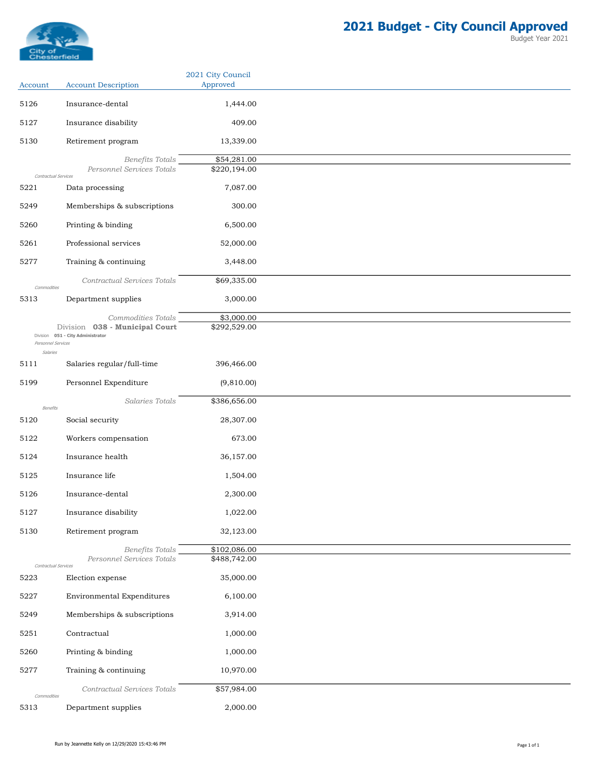# 2021 Budget - City Council Approved

Budget Year 2021

| Account | Account Description | 2021 City Council Approved |
|---|---|---|
| 5126 | Insurance-dental | 1,444.00 |
| 5127 | Insurance disability | 409.00 |
| 5130 | Retirement program | 13,339.00 |
| | *Benefits Totals* | $54,281.00 |
| | *Personnel Services Totals* | $220,194.00 |
| *Contractual Services* | | |
| 5221 | Data processing | 7,087.00 |
| 5249 | Memberships & subscriptions | 300.00 |
| 5260 | Printing & binding | 6,500.00 |
| 5261 | Professional services | 52,000.00 |
| 5277 | Training & continuing | 3,448.00 |
| | *Contractual Services Totals* | $69,335.00 |
| *Commodities* | | |
| 5313 | Department supplies | 3,000.00 |
| | *Commodities Totals* | $3,000.00 |
| | Division **038 - Municipal Court** | $292,529.00 |
| Division **051 - City Administrator** | | |
| *Personnel Services* | | |
| *Salaries* | | |
| 5111 | Salaries regular/full-time | 396,466.00 |
| 5199 | Personnel Expenditure | (9,810.00) |
| | *Salaries Totals* | $386,656.00 |
| *Benefits* | | |
| 5120 | Social security | 28,307.00 |
| 5122 | Workers compensation | 673.00 |
| 5124 | Insurance health | 36,157.00 |
| 5125 | Insurance life | 1,504.00 |
| 5126 | Insurance-dental | 2,300.00 |
| 5127 | Insurance disability | 1,022.00 |
| 5130 | Retirement program | 32,123.00 |
| | *Benefits Totals* | $102,086.00 |
| | *Personnel Services Totals* | $488,742.00 |
| *Contractual Services* | | |
| 5223 | Election expense | 35,000.00 |
| 5227 | Environmental Expenditures | 6,100.00 |
| 5249 | Memberships & subscriptions | 3,914.00 |
| 5251 | Contractual | 1,000.00 |
| 5260 | Printing & binding | 1,000.00 |
| 5277 | Training & continuing | 10,970.00 |
| | *Contractual Services Totals* | $57,984.00 |
| *Commodities* | | |
| 5313 | Department supplies | 2,000.00 |

Run by Jeannette Kelly on 12/29/2020 15:43:46 PM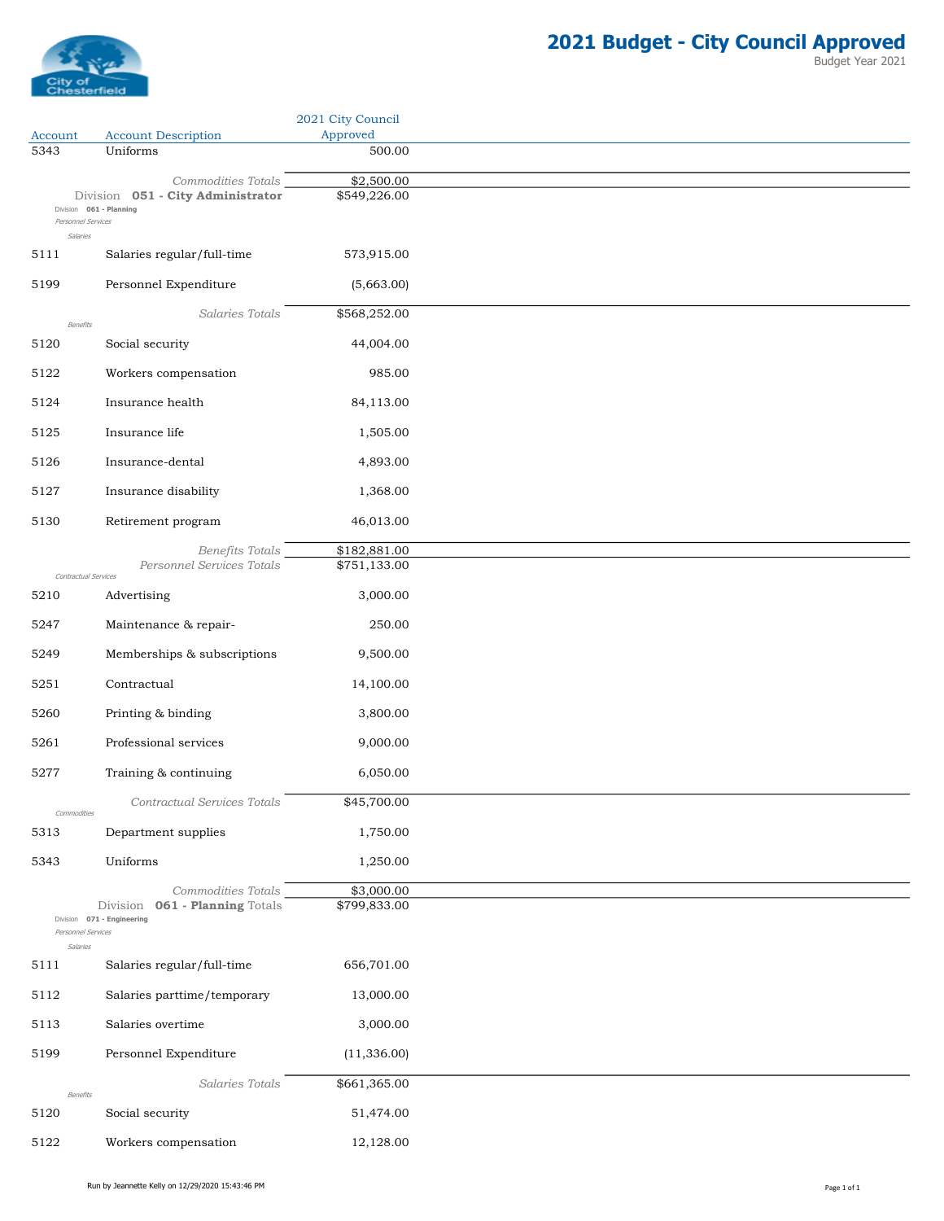# 2021 Budget - City Council Approved

Budget Year 2021

| Account | Account Description | 2021 City Council Approved |
|---|---|---|
| 5343 | Uniforms | 500.00 |
| | *Commodities Totals* | $2,500.00 |
| | Division **051 - City Administrator** | $549,226.00 |
| | Division **061 - Planning** | |
| | *Personnel Services* | |
| | *Salaries* | |
| 5111 | Salaries regular/full-time | 573,915.00 |
| 5199 | Personnel Expenditure | (5,663.00) |
| | *Salaries Totals* | $568,252.00 |
| | *Benefits* | |
| 5120 | Social security | 44,004.00 |
| 5122 | Workers compensation | 985.00 |
| 5124 | Insurance health | 84,113.00 |
| 5125 | Insurance life | 1,505.00 |
| 5126 | Insurance-dental | 4,893.00 |
| 5127 | Insurance disability | 1,368.00 |
| 5130 | Retirement program | 46,013.00 |
| | *Benefits Totals* | $182,881.00 |
| | *Personnel Services Totals* | $751,133.00 |
| | *Contractual Services* | |
| 5210 | Advertising | 3,000.00 |
| 5247 | Maintenance & repair- | 250.00 |
| 5249 | Memberships & subscriptions | 9,500.00 |
| 5251 | Contractual | 14,100.00 |
| 5260 | Printing & binding | 3,800.00 |
| 5261 | Professional services | 9,000.00 |
| 5277 | Training & continuing | 6,050.00 |
| | *Contractual Services Totals* | $45,700.00 |
| | *Commodities* | |
| 5313 | Department supplies | 1,750.00 |
| 5343 | Uniforms | 1,250.00 |
| | *Commodities Totals* | $3,000.00 |
| | Division **061 - Planning** Totals | $799,833.00 |
| | Division **071 - Engineering** | |
| | *Personnel Services* | |
| | *Salaries* | |
| 5111 | Salaries regular/full-time | 656,701.00 |
| 5112 | Salaries parttime/temporary | 13,000.00 |
| 5113 | Salaries overtime | 3,000.00 |
| 5199 | Personnel Expenditure | (11,336.00) |
| | *Salaries Totals* | $661,365.00 |
| | *Benefits* | |
| 5120 | Social security | 51,474.00 |
| 5122 | Workers compensation | 12,128.00 |

Run by Jeannette Kelly on 12/29/2020 15:43:46 PM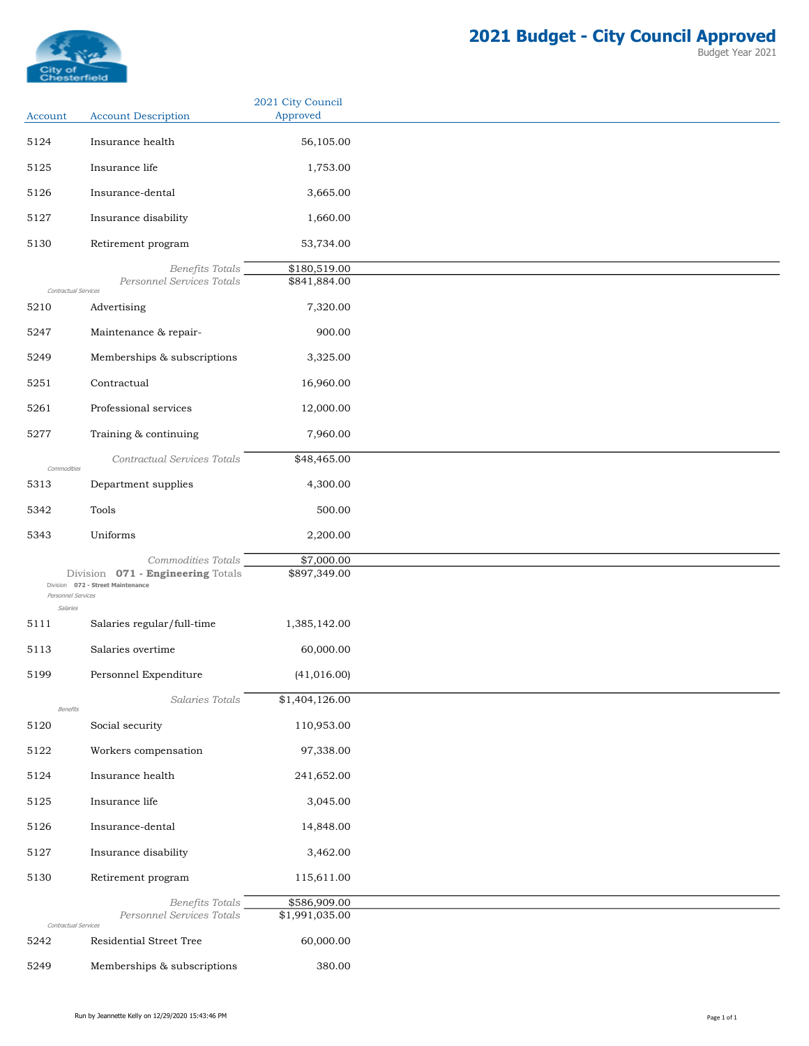# 2021 Budget - City Council Approved

Budget Year 2021

| Account | Account Description | 2021 City Council Approved |
|---|---|---|
| 5124 | Insurance health | 56,105.00 |
| 5125 | Insurance life | 1,753.00 |
| 5126 | Insurance-dental | 3,665.00 |
| 5127 | Insurance disability | 1,660.00 |
| 5130 | Retirement program | 53,734.00 |
| | *Benefits Totals* | $180,519.00 |
| | *Personnel Services Totals* | $841,884.00 |
| *Contractual Services* | | |
| 5210 | Advertising | 7,320.00 |
| 5247 | Maintenance & repair- | 900.00 |
| 5249 | Memberships & subscriptions | 3,325.00 |
| 5251 | Contractual | 16,960.00 |
| 5261 | Professional services | 12,000.00 |
| 5277 | Training & continuing | 7,960.00 |
| | *Contractual Services Totals* | $48,465.00 |
| *Commodities* | | |
| 5313 | Department supplies | 4,300.00 |
| 5342 | Tools | 500.00 |
| 5343 | Uniforms | 2,200.00 |
| | *Commodities Totals* | $7,000.00 |
| | Division **071 - Engineering** Totals | $897,349.00 |
| Division **072 - Street Maintenance** | | |
| *Personnel Services* | | |
| *Salaries* | | |
| 5111 | Salaries regular/full-time | 1,385,142.00 |
| 5113 | Salaries overtime | 60,000.00 |
| 5199 | Personnel Expenditure | (41,016.00) |
| | *Salaries Totals* | $1,404,126.00 |
| *Benefits* | | |
| 5120 | Social security | 110,953.00 |
| 5122 | Workers compensation | 97,338.00 |
| 5124 | Insurance health | 241,652.00 |
| 5125 | Insurance life | 3,045.00 |
| 5126 | Insurance-dental | 14,848.00 |
| 5127 | Insurance disability | 3,462.00 |
| 5130 | Retirement program | 115,611.00 |
| | *Benefits Totals* | $586,909.00 |
| | *Personnel Services Totals* | $1,991,035.00 |
| *Contractual Services* | | |
| 5242 | Residential Street Tree | 60,000.00 |
| 5249 | Memberships & subscriptions | 380.00 |

Run by Jeannette Kelly on 12/29/2020 15:43:46 PM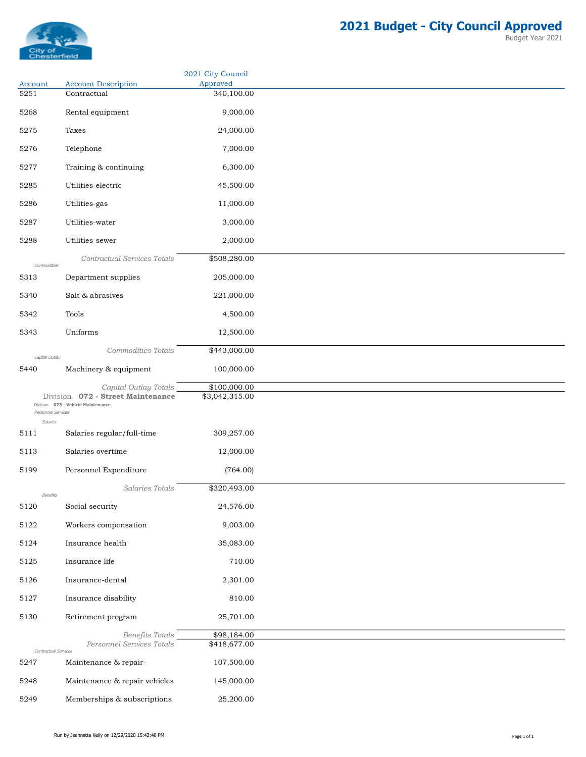# 2021 Budget - City Council Approved

Budget Year 2021

| Account | Account Description | 2021 City Council Approved |
|---|---|---|
| 5251 | Contractual | 340,100.00 |
| 5268 | Rental equipment | 9,000.00 |
| 5275 | Taxes | 24,000.00 |
| 5276 | Telephone | 7,000.00 |
| 5277 | Training & continuing | 6,300.00 |
| 5285 | Utilities-electric | 45,500.00 |
| 5286 | Utilities-gas | 11,000.00 |
| 5287 | Utilities-water | 3,000.00 |
| 5288 | Utilities-sewer | 2,000.00 |
| | *Contractual Services Totals* | $508,280.00 |
| *Commodities* | | |
| 5313 | Department supplies | 205,000.00 |
| 5340 | Salt & abrasives | 221,000.00 |
| 5342 | Tools | 4,500.00 |
| 5343 | Uniforms | 12,500.00 |
| | *Commodities Totals* | $443,000.00 |
| *Capital Outlay* | | |
| 5440 | Machinery & equipment | 100,000.00 |
| | *Capital Outlay Totals* | $100,000.00 |
| | Division **072 - Street Maintenance** | $3,042,315.00 |
| Division **073 - Vehicle Maintenance** | | |
| *Personnel Services* | | |
| *Salaries* | | |
| 5111 | Salaries regular/full-time | 309,257.00 |
| 5113 | Salaries overtime | 12,000.00 |
| 5199 | Personnel Expenditure | (764.00) |
| | *Salaries Totals* | $320,493.00 |
| *Benefits* | | |
| 5120 | Social security | 24,576.00 |
| 5122 | Workers compensation | 9,003.00 |
| 5124 | Insurance health | 35,083.00 |
| 5125 | Insurance life | 710.00 |
| 5126 | Insurance-dental | 2,301.00 |
| 5127 | Insurance disability | 810.00 |
| 5130 | Retirement program | 25,701.00 |
| | *Benefits Totals* | $98,184.00 |
| | *Personnel Services Totals* | $418,677.00 |
| *Contractual Services* | | |
| 5247 | Maintenance & repair- | 107,500.00 |
| 5248 | Maintenance & repair vehicles | 145,000.00 |
| 5249 | Memberships & subscriptions | 25,200.00 |

Run by Jeannette Kelly on 12/29/2020 15:43:46 PM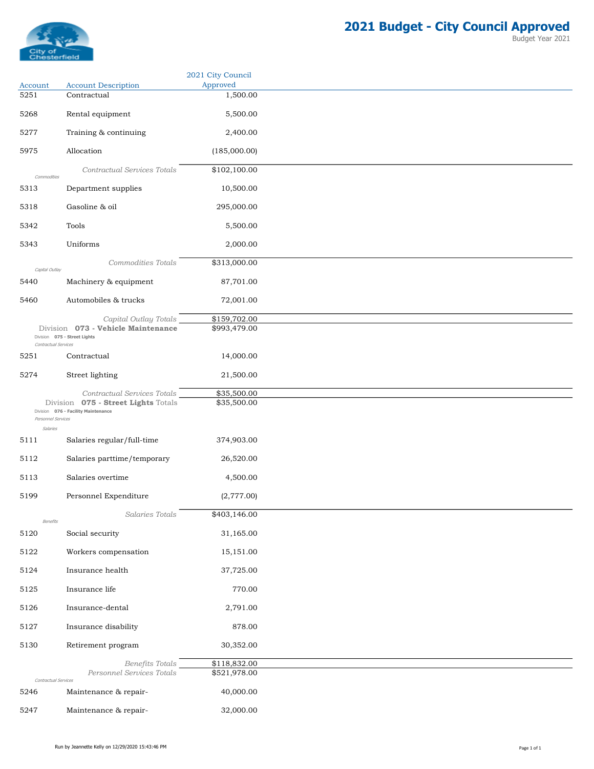# 2021 Budget - City Council Approved

Budget Year 2021

| Account | Account Description | 2021 City Council Approved |
|---|---|---|
| 5251 | Contractual | 1,500.00 |
| 5268 | Rental equipment | 5,500.00 |
| 5277 | Training & continuing | 2,400.00 |
| 5975 | Allocation | (185,000.00) |
| | *Contractual Services Totals* | $102,100.00 |
| *Commodities* | | |
| 5313 | Department supplies | 10,500.00 |
| 5318 | Gasoline & oil | 295,000.00 |
| 5342 | Tools | 5,500.00 |
| 5343 | Uniforms | 2,000.00 |
| | *Commodities Totals* | $313,000.00 |
| *Capital Outlay* | | |
| 5440 | Machinery & equipment | 87,701.00 |
| 5460 | Automobiles & trucks | 72,001.00 |
| | *Capital Outlay Totals* | $159,702.00 |
| | Division **073 - Vehicle Maintenance** | $993,479.00 |
| Division **075 - Street Lights** | | |
| *Contractual Services* | | |
| 5251 | Contractual | 14,000.00 |
| 5274 | Street lighting | 21,500.00 |
| | *Contractual Services Totals* | $35,500.00 |
| | Division **075 - Street Lights** Totals | $35,500.00 |
| Division **076 - Facility Maintenance** | | |
| *Personnel Services* | | |
| *Salaries* | | |
| 5111 | Salaries regular/full-time | 374,903.00 |
| 5112 | Salaries parttime/temporary | 26,520.00 |
| 5113 | Salaries overtime | 4,500.00 |
| 5199 | Personnel Expenditure | (2,777.00) |
| | *Salaries Totals* | $403,146.00 |
| *Benefits* | | |
| 5120 | Social security | 31,165.00 |
| 5122 | Workers compensation | 15,151.00 |
| 5124 | Insurance health | 37,725.00 |
| 5125 | Insurance life | 770.00 |
| 5126 | Insurance-dental | 2,791.00 |
| 5127 | Insurance disability | 878.00 |
| 5130 | Retirement program | 30,352.00 |
| | *Benefits Totals* | $118,832.00 |
| | *Personnel Services Totals* | $521,978.00 |
| *Contractual Services* | | |
| 5246 | Maintenance & repair- | 40,000.00 |
| 5247 | Maintenance & repair- | 32,000.00 |

Run by Jeannette Kelly on 12/29/2020 15:43:46 PM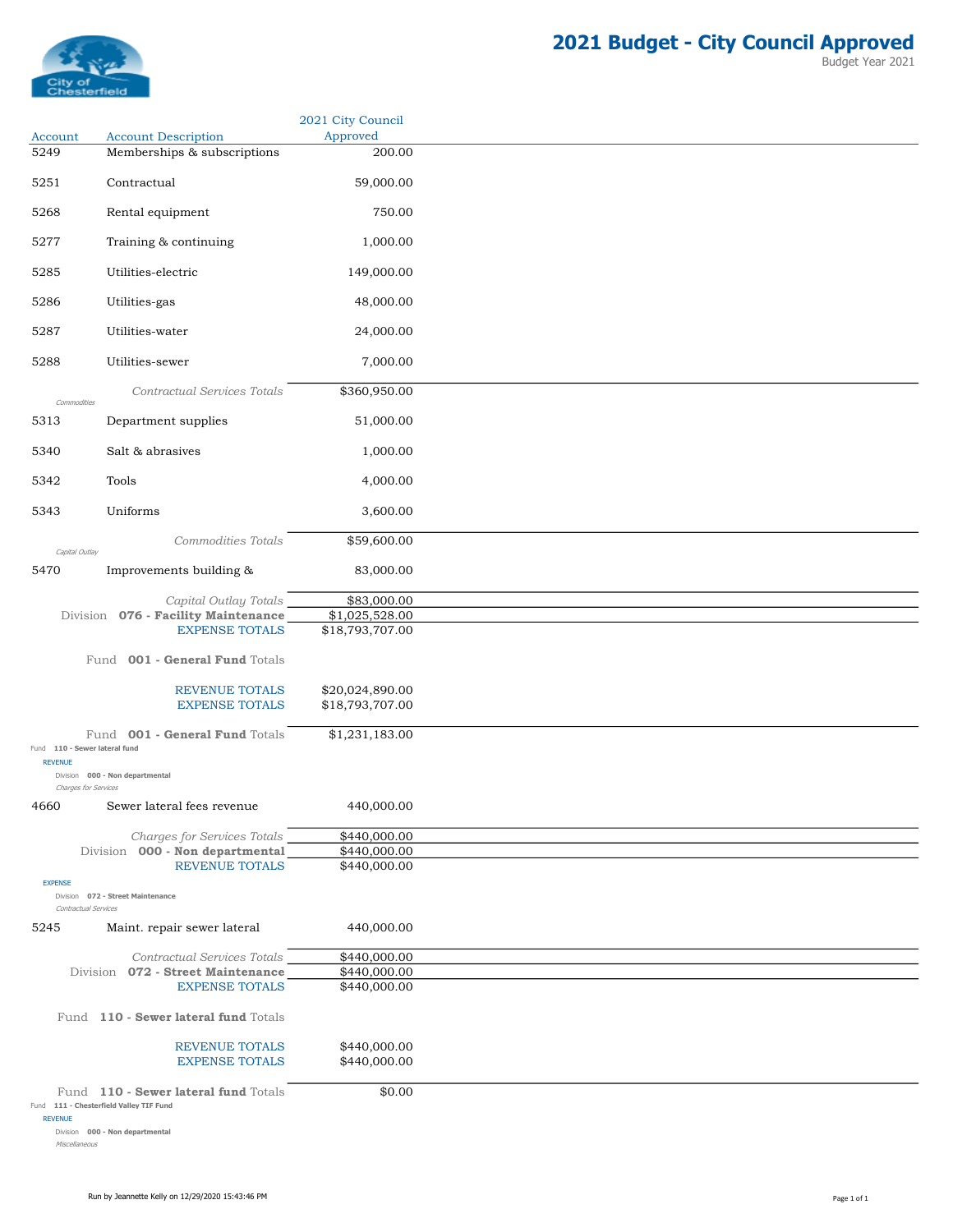# 2021 Budget - City Council Approved

Budget Year 2021

| Account | Account Description | 2021 City Council Approved |
|---|---|---|
| 5249 | Memberships & subscriptions | 200.00 |
| 5251 | Contractual | 59,000.00 |
| 5268 | Rental equipment | 750.00 |
| 5277 | Training & continuing | 1,000.00 |
| 5285 | Utilities-electric | 149,000.00 |
| 5286 | Utilities-gas | 48,000.00 |
| 5287 | Utilities-water | 24,000.00 |
| 5288 | Utilities-sewer | 7,000.00 |
| | *Contractual Services Totals* | $360,950.00 |
| *Commodities* | | |
| 5313 | Department supplies | 51,000.00 |
| 5340 | Salt & abrasives | 1,000.00 |
| 5342 | Tools | 4,000.00 |
| 5343 | Uniforms | 3,600.00 |
| | *Commodities Totals* | $59,600.00 |
| *Capital Outlay* | | |
| 5470 | Improvements building & | 83,000.00 |
| | *Capital Outlay Totals* | $83,000.00 |
| | Division **076 - Facility Maintenance** | $1,025,528.00 |
| | EXPENSE TOTALS | $18,793,707.00 |
| | Fund **001 - General Fund** Totals | |
| | REVENUE TOTALS | $20,024,890.00 |
| | EXPENSE TOTALS | $18,793,707.00 |
| | Fund **001 - General Fund** Totals | $1,231,183.00 |
| Fund **110 - Sewer lateral fund** | | |
| REVENUE | | |
| Division **000 - Non departmental** | | |
| *Charges for Services* | | |
| 4660 | Sewer lateral fees revenue | 440,000.00 |
| | *Charges for Services Totals* | $440,000.00 |
| | Division **000 - Non departmental** | $440,000.00 |
| | REVENUE TOTALS | $440,000.00 |
| EXPENSE | | |
| Division **072 - Street Maintenance** | | |
| *Contractual Services* | | |
| 5245 | Maint. repair sewer lateral | 440,000.00 |
| | *Contractual Services Totals* | $440,000.00 |
| | Division **072 - Street Maintenance** | $440,000.00 |
| | EXPENSE TOTALS | $440,000.00 |
| | Fund **110 - Sewer lateral fund** Totals | |
| | REVENUE TOTALS | $440,000.00 |
| | EXPENSE TOTALS | $440,000.00 |
| | Fund **110 - Sewer lateral fund** Totals | $0.00 |
| Fund **111 - Chesterfield Valley TIF Fund** | | |
| REVENUE | | |
| Division **000 - Non departmental** | | |
| *Miscellaneous* | | |

Run by Jeannette Kelly on 12/29/2020 15:43:46 PM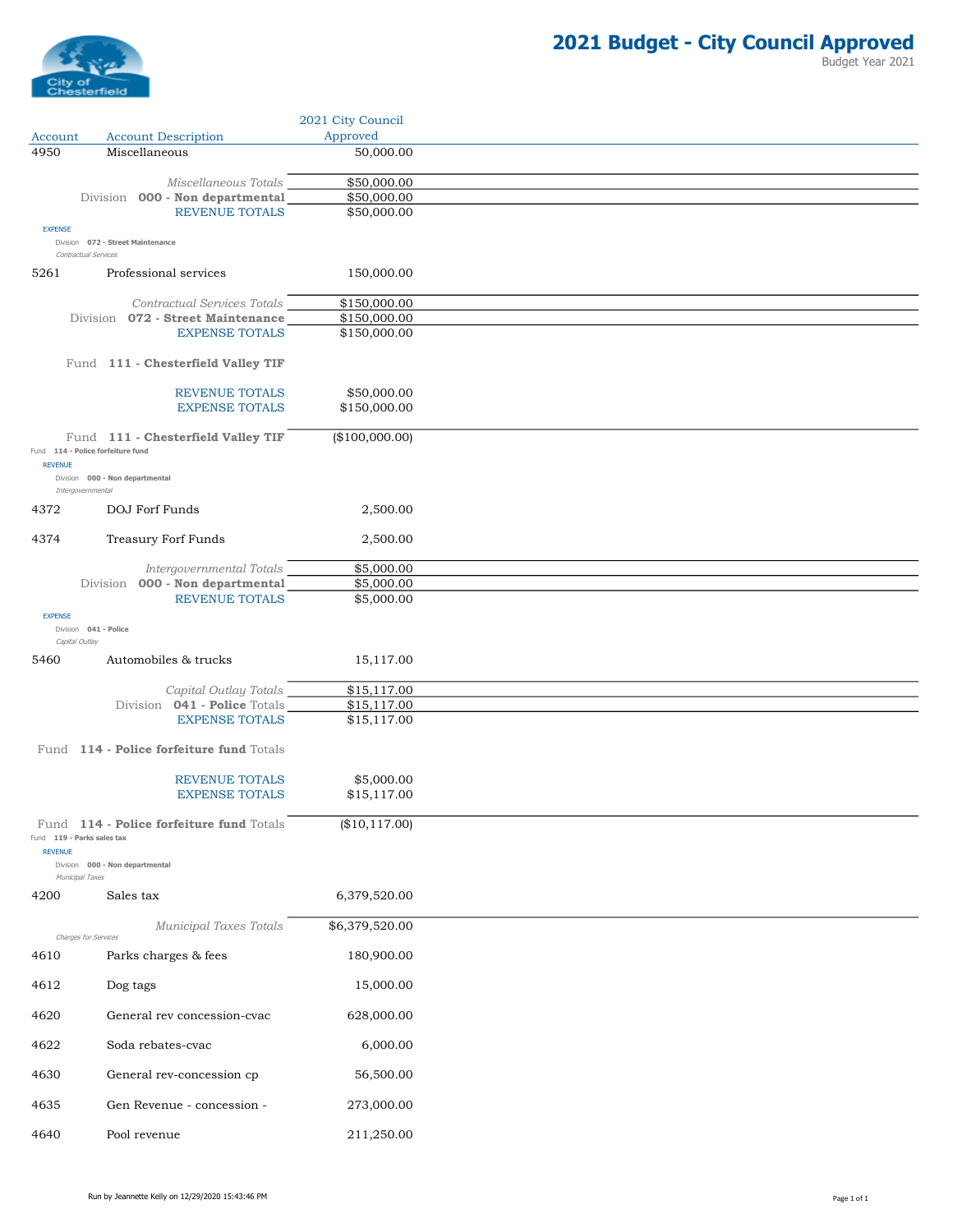# 2021 Budget - City Council Approved

Budget Year 2021

| Account | Account Description | 2021 City Council Approved |
|---|---|---|
| 4950 | Miscellaneous | 50,000.00 |
| | *Miscellaneous Totals* | $50,000.00 |
| | Division **000 - Non departmental** | $50,000.00 |
| | REVENUE TOTALS | $50,000.00 |
| | EXPENSE | |
| | Division **072 - Street Maintenance** | |
| | *Contractual Services* | |
| 5261 | Professional services | 150,000.00 |
| | *Contractual Services Totals* | $150,000.00 |
| | Division **072 - Street Maintenance** | $150,000.00 |
| | EXPENSE TOTALS | $150,000.00 |
| | Fund **111 - Chesterfield Valley TIF** | |
| | REVENUE TOTALS | $50,000.00 |
| | EXPENSE TOTALS | $150,000.00 |
| | Fund **111 - Chesterfield Valley TIF** | ($100,000.00) |
| | Fund **114 - Police forfeiture fund** | |
| | REVENUE | |
| | Division **000 - Non departmental** | |
| | *Intergovernmental* | |
| 4372 | DOJ Forf Funds | 2,500.00 |
| 4374 | Treasury Forf Funds | 2,500.00 |
| | *Intergovernmental Totals* | $5,000.00 |
| | Division **000 - Non departmental** | $5,000.00 |
| | REVENUE TOTALS | $5,000.00 |
| | EXPENSE | |
| | Division **041 - Police** | |
| | *Capital Outlay* | |
| 5460 | Automobiles & trucks | 15,117.00 |
| | *Capital Outlay Totals* | $15,117.00 |
| | Division **041 - Police** Totals | $15,117.00 |
| | EXPENSE TOTALS | $15,117.00 |
| | Fund **114 - Police forfeiture fund** Totals | |
| | REVENUE TOTALS | $5,000.00 |
| | EXPENSE TOTALS | $15,117.00 |
| | Fund **114 - Police forfeiture fund** Totals | ($10,117.00) |
| | Fund **119 - Parks sales tax** | |
| | REVENUE | |
| | Division **000 - Non departmental** | |
| | *Municipal Taxes* | |
| 4200 | Sales tax | 6,379,520.00 |
| | *Municipal Taxes Totals* | $6,379,520.00 |
| | *Charges for Services* | |
| 4610 | Parks charges & fees | 180,900.00 |
| 4612 | Dog tags | 15,000.00 |
| 4620 | General rev concession-cvac | 628,000.00 |
| 4622 | Soda rebates-cvac | 6,000.00 |
| 4630 | General rev-concession cp | 56,500.00 |
| 4635 | Gen Revenue - concession - | 273,000.00 |
| 4640 | Pool revenue | 211,250.00 |

Run by Jeannette Kelly on 12/29/2020 15:43:46 PM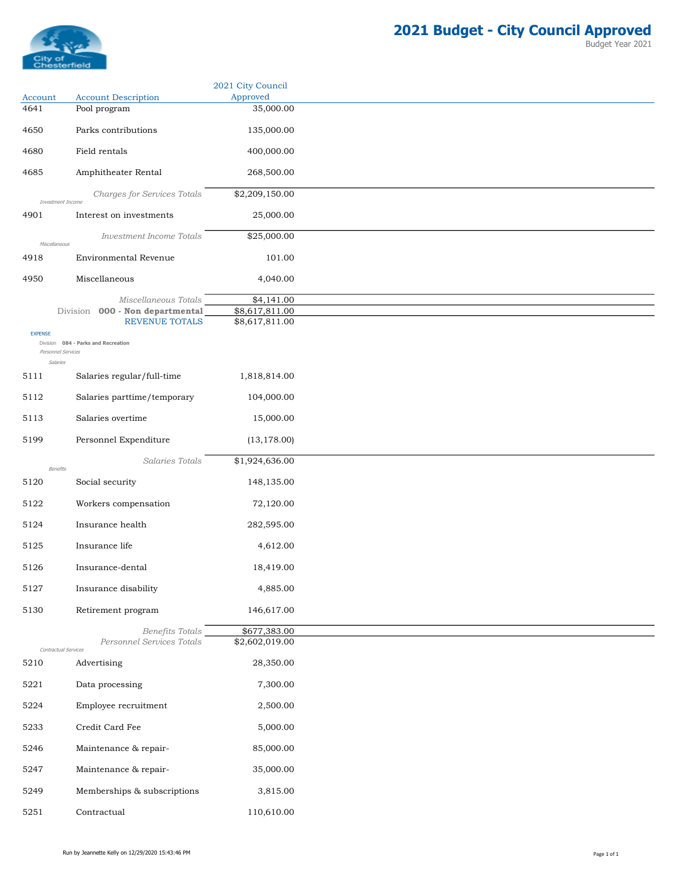# 2021 Budget - City Council Approved

Budget Year 2021

| Account | Account Description | 2021 City Council Approved |
|---|---|---|
| 4641 | Pool program | 35,000.00 |
| 4650 | Parks contributions | 135,000.00 |
| 4680 | Field rentals | 400,000.00 |
| 4685 | Amphitheater Rental | 268,500.00 |
| | *Charges for Services Totals* | $2,209,150.00 |
| *Investment Income* | | |
| 4901 | Interest on investments | 25,000.00 |
| | *Investment Income Totals* | $25,000.00 |
| *Miscellaneous* | | |
| 4918 | Environmental Revenue | 101.00 |
| 4950 | Miscellaneous | 4,040.00 |
| | *Miscellaneous Totals* | $4,141.00 |
| | Division **000 - Non departmental** | $8,617,811.00 |
| | REVENUE TOTALS | $8,617,811.00 |
| EXPENSE | | |
| Division **084 - Parks and Recreation** | | |
| *Personnel Services* | | |
| *Salaries* | | |
| 5111 | Salaries regular/full-time | 1,818,814.00 |
| 5112 | Salaries parttime/temporary | 104,000.00 |
| 5113 | Salaries overtime | 15,000.00 |
| 5199 | Personnel Expenditure | (13,178.00) |
| | *Salaries Totals* | $1,924,636.00 |
| *Benefits* | | |
| 5120 | Social security | 148,135.00 |
| 5122 | Workers compensation | 72,120.00 |
| 5124 | Insurance health | 282,595.00 |
| 5125 | Insurance life | 4,612.00 |
| 5126 | Insurance-dental | 18,419.00 |
| 5127 | Insurance disability | 4,885.00 |
| 5130 | Retirement program | 146,617.00 |
| | *Benefits Totals* | $677,383.00 |
| | *Personnel Services Totals* | $2,602,019.00 |
| *Contractual Services* | | |
| 5210 | Advertising | 28,350.00 |
| 5221 | Data processing | 7,300.00 |
| 5224 | Employee recruitment | 2,500.00 |
| 5233 | Credit Card Fee | 5,000.00 |
| 5246 | Maintenance & repair- | 85,000.00 |
| 5247 | Maintenance & repair- | 35,000.00 |
| 5249 | Memberships & subscriptions | 3,815.00 |
| 5251 | Contractual | 110,610.00 |

Run by Jeannette Kelly on 12/29/2020 15:43:46 PM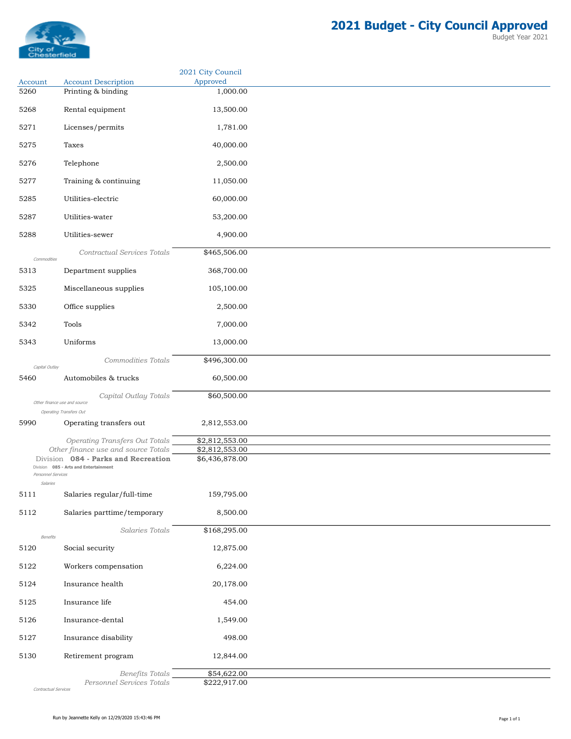# 2021 Budget - City Council Approved

Budget Year 2021

| Account | Account Description | 2021 City Council Approved |
|---|---|---|
| 5260 | Printing & binding | 1,000.00 |
| 5268 | Rental equipment | 13,500.00 |
| 5271 | Licenses/permits | 1,781.00 |
| 5275 | Taxes | 40,000.00 |
| 5276 | Telephone | 2,500.00 |
| 5277 | Training & continuing | 11,050.00 |
| 5285 | Utilities-electric | 60,000.00 |
| 5287 | Utilities-water | 53,200.00 |
| 5288 | Utilities-sewer | 4,900.00 |
| | *Contractual Services Totals* | $465,506.00 |
| *Commodities* | | |
| 5313 | Department supplies | 368,700.00 |
| 5325 | Miscellaneous supplies | 105,100.00 |
| 5330 | Office supplies | 2,500.00 |
| 5342 | Tools | 7,000.00 |
| 5343 | Uniforms | 13,000.00 |
| | *Commodities Totals* | $496,300.00 |
| *Capital Outlay* | | |
| 5460 | Automobiles & trucks | 60,500.00 |
| | *Capital Outlay Totals* | $60,500.00 |
| *Other finance use and source* | | |
| *Operating Transfers Out* | | |
| 5990 | Operating transfers out | 2,812,553.00 |
| | *Operating Transfers Out Totals* | $2,812,553.00 |
| | *Other finance use and source Totals* | $2,812,553.00 |
| | Division **084 - Parks and Recreation** | $6,436,878.00 |
| Division **085 - Arts and Entertainment** | | |
| *Personnel Services* | | |
| *Salaries* | | |
| 5111 | Salaries regular/full-time | 159,795.00 |
| 5112 | Salaries parttime/temporary | 8,500.00 |
| | *Salaries Totals* | $168,295.00 |
| *Benefits* | | |
| 5120 | Social security | 12,875.00 |
| 5122 | Workers compensation | 6,224.00 |
| 5124 | Insurance health | 20,178.00 |
| 5125 | Insurance life | 454.00 |
| 5126 | Insurance-dental | 1,549.00 |
| 5127 | Insurance disability | 498.00 |
| 5130 | Retirement program | 12,844.00 |
| | *Benefits Totals* | $54,622.00 |
| | *Personnel Services Totals* | $222,917.00 |
| *Contractual Services* | | |

Run by Jeannette Kelly on 12/29/2020 15:43:46 PM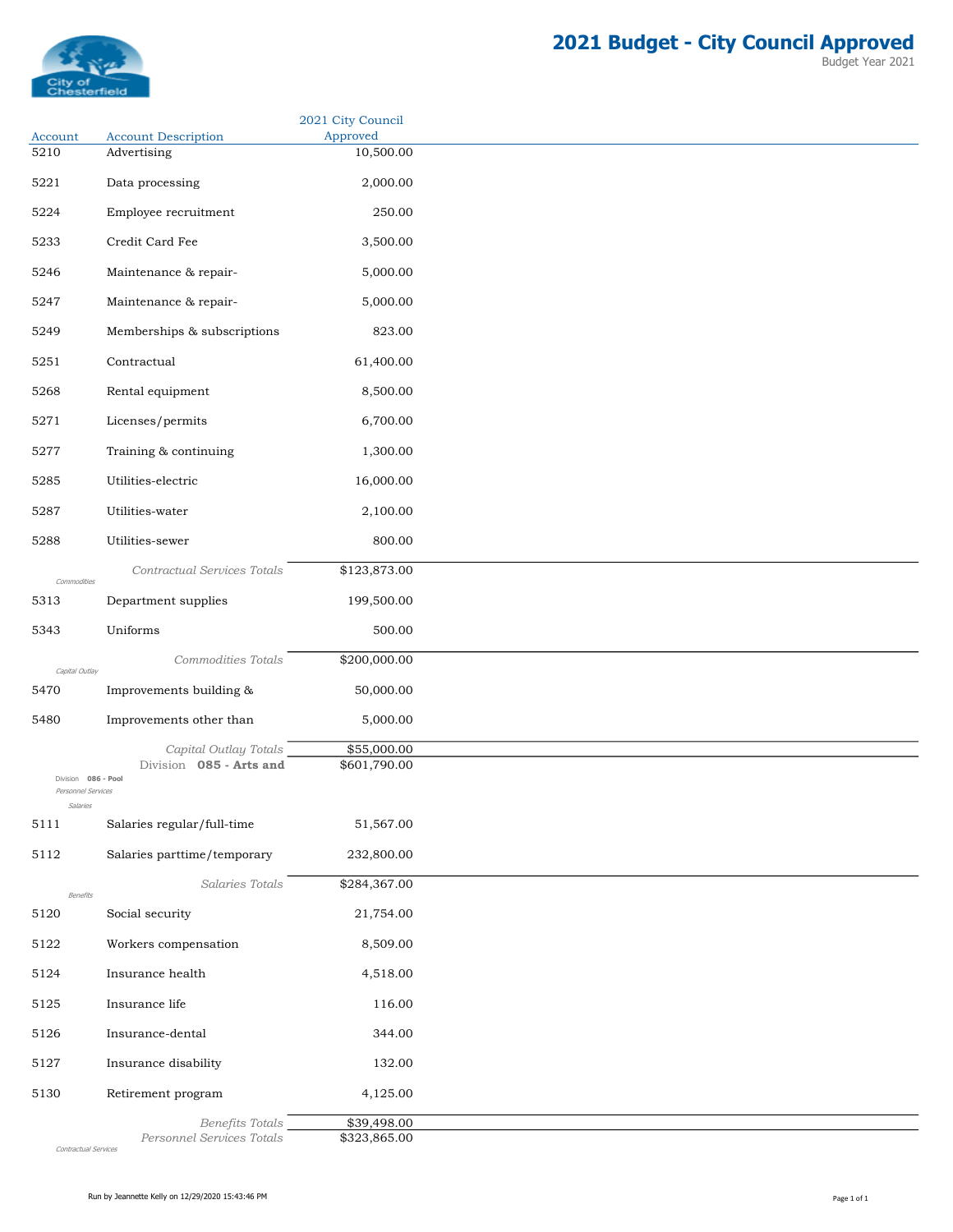# 2021 Budget - City Council Approved

Budget Year 2021

| Account | Account Description | 2021 City Council Approved |
|---|---|---|
| 5210 | Advertising | 10,500.00 |
| 5221 | Data processing | 2,000.00 |
| 5224 | Employee recruitment | 250.00 |
| 5233 | Credit Card Fee | 3,500.00 |
| 5246 | Maintenance & repair- | 5,000.00 |
| 5247 | Maintenance & repair- | 5,000.00 |
| 5249 | Memberships & subscriptions | 823.00 |
| 5251 | Contractual | 61,400.00 |
| 5268 | Rental equipment | 8,500.00 |
| 5271 | Licenses/permits | 6,700.00 |
| 5277 | Training & continuing | 1,300.00 |
| 5285 | Utilities-electric | 16,000.00 |
| 5287 | Utilities-water | 2,100.00 |
| 5288 | Utilities-sewer | 800.00 |
| | *Contractual Services Totals* | $123,873.00 |
| *Commodities* | | |
| 5313 | Department supplies | 199,500.00 |
| 5343 | Uniforms | 500.00 |
| | *Commodities Totals* | $200,000.00 |
| *Capital Outlay* | | |
| 5470 | Improvements building & | 50,000.00 |
| 5480 | Improvements other than | 5,000.00 |
| | *Capital Outlay Totals* | $55,000.00 |
| | Division **085 - Arts and** | $601,790.00 |
| Division **086 - Pool** | | |
| *Personnel Services* | | |
| *Salaries* | | |
| 5111 | Salaries regular/full-time | 51,567.00 |
| 5112 | Salaries parttime/temporary | 232,800.00 |
| | *Salaries Totals* | $284,367.00 |
| *Benefits* | | |
| 5120 | Social security | 21,754.00 |
| 5122 | Workers compensation | 8,509.00 |
| 5124 | Insurance health | 4,518.00 |
| 5125 | Insurance life | 116.00 |
| 5126 | Insurance-dental | 344.00 |
| 5127 | Insurance disability | 132.00 |
| 5130 | Retirement program | 4,125.00 |
| | *Benefits Totals* | $39,498.00 |
| | *Personnel Services Totals* | $323,865.00 |
| *Contractual Services* | | |

Run by Jeannette Kelly on 12/29/2020 15:43:46 PM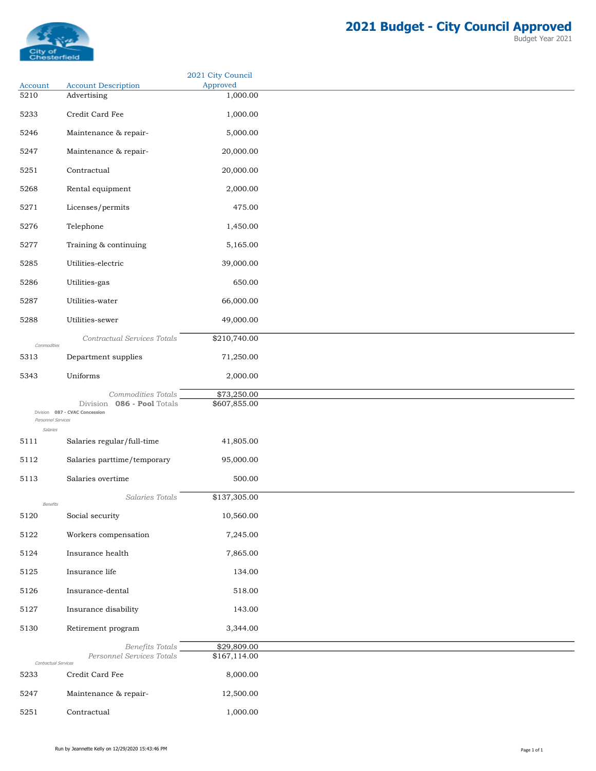# 2021 Budget - City Council Approved

Budget Year 2021

| Account | Account Description | 2021 City Council Approved |
|---|---|---|
| 5210 | Advertising | 1,000.00 |
| 5233 | Credit Card Fee | 1,000.00 |
| 5246 | Maintenance & repair- | 5,000.00 |
| 5247 | Maintenance & repair- | 20,000.00 |
| 5251 | Contractual | 20,000.00 |
| 5268 | Rental equipment | 2,000.00 |
| 5271 | Licenses/permits | 475.00 |
| 5276 | Telephone | 1,450.00 |
| 5277 | Training & continuing | 5,165.00 |
| 5285 | Utilities-electric | 39,000.00 |
| 5286 | Utilities-gas | 650.00 |
| 5287 | Utilities-water | 66,000.00 |
| 5288 | Utilities-sewer | 49,000.00 |
| | *Contractual Services Totals* | $210,740.00 |
| *Commodities* | | |
| 5313 | Department supplies | 71,250.00 |
| 5343 | Uniforms | 2,000.00 |
| | *Commodities Totals* | $73,250.00 |
| | Division **086 - Pool** Totals | $607,855.00 |
| Division **087 - CVAC Concession** | | |
| *Personnel Services* | | |
| *Salaries* | | |
| 5111 | Salaries regular/full-time | 41,805.00 |
| 5112 | Salaries parttime/temporary | 95,000.00 |
| 5113 | Salaries overtime | 500.00 |
| | *Salaries Totals* | $137,305.00 |
| *Benefits* | | |
| 5120 | Social security | 10,560.00 |
| 5122 | Workers compensation | 7,245.00 |
| 5124 | Insurance health | 7,865.00 |
| 5125 | Insurance life | 134.00 |
| 5126 | Insurance-dental | 518.00 |
| 5127 | Insurance disability | 143.00 |
| 5130 | Retirement program | 3,344.00 |
| | *Benefits Totals* | $29,809.00 |
| | *Personnel Services Totals* | $167,114.00 |
| *Contractual Services* | | |
| 5233 | Credit Card Fee | 8,000.00 |
| 5247 | Maintenance & repair- | 12,500.00 |
| 5251 | Contractual | 1,000.00 |

Run by Jeannette Kelly on 12/29/2020 15:43:46 PM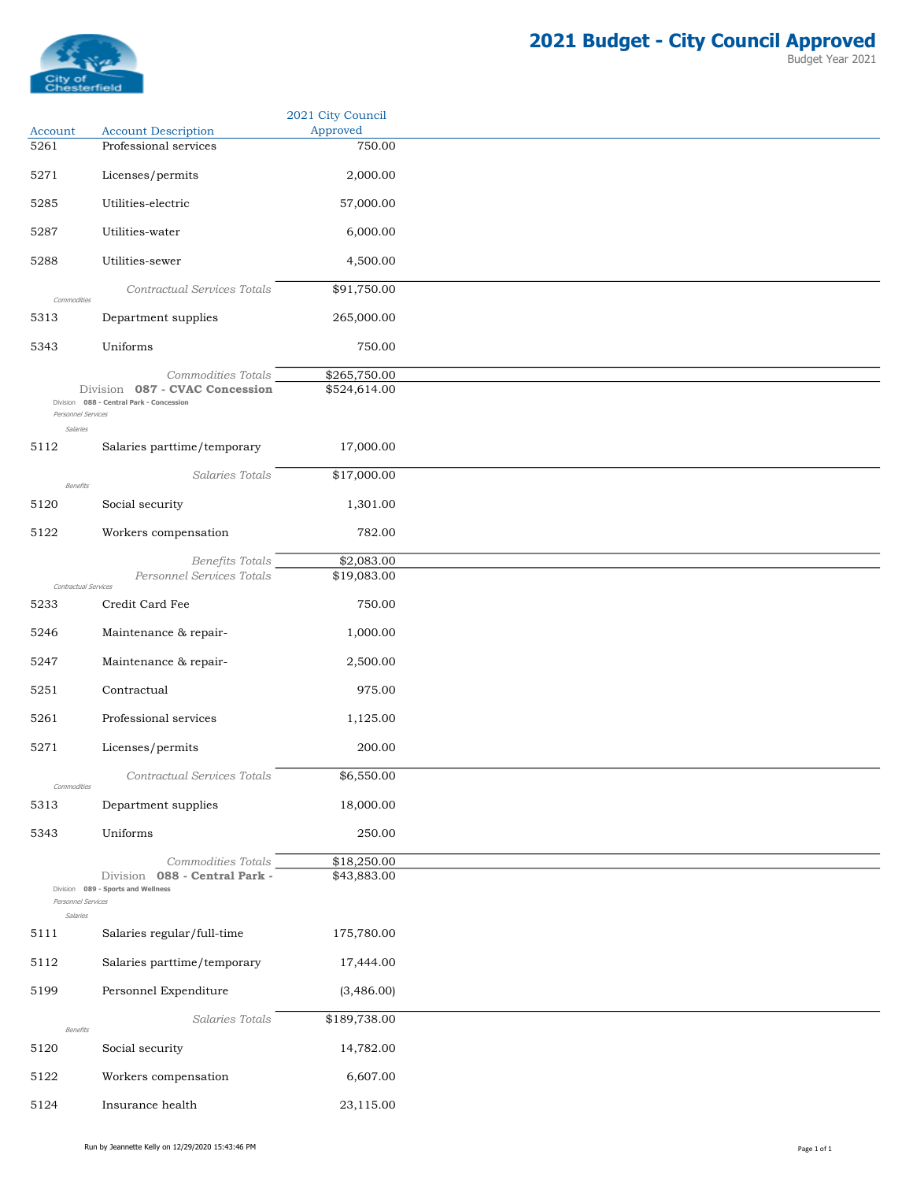# 2021 Budget - City Council Approved

Budget Year 2021

| Account | Account Description | 2021 City Council Approved |
|---|---|---|
| 5261 | Professional services | 750.00 |
| 5271 | Licenses/permits | 2,000.00 |
| 5285 | Utilities-electric | 57,000.00 |
| 5287 | Utilities-water | 6,000.00 |
| 5288 | Utilities-sewer | 4,500.00 |
| | *Contractual Services Totals* | $91,750.00 |
| *Commodities* | | |
| 5313 | Department supplies | 265,000.00 |
| 5343 | Uniforms | 750.00 |
| | *Commodities Totals* | $265,750.00 |
| | **Division 087 - CVAC Concession** | $524,614.00 |
| Division **088 - Central Park - Concession** | | |
| *Personnel Services* | | |
| *Salaries* | | |
| 5112 | Salaries parttime/temporary | 17,000.00 |
| | *Salaries Totals* | $17,000.00 |
| *Benefits* | | |
| 5120 | Social security | 1,301.00 |
| 5122 | Workers compensation | 782.00 |
| | *Benefits Totals* | $2,083.00 |
| | *Personnel Services Totals* | $19,083.00 |
| *Contractual Services* | | |
| 5233 | Credit Card Fee | 750.00 |
| 5246 | Maintenance & repair- | 1,000.00 |
| 5247 | Maintenance & repair- | 2,500.00 |
| 5251 | Contractual | 975.00 |
| 5261 | Professional services | 1,125.00 |
| 5271 | Licenses/permits | 200.00 |
| | *Contractual Services Totals* | $6,550.00 |
| *Commodities* | | |
| 5313 | Department supplies | 18,000.00 |
| 5343 | Uniforms | 250.00 |
| | *Commodities Totals* | $18,250.00 |
| | **Division 088 - Central Park -** | $43,883.00 |
| Division **089 - Sports and Wellness** | | |
| *Personnel Services* | | |
| *Salaries* | | |
| 5111 | Salaries regular/full-time | 175,780.00 |
| 5112 | Salaries parttime/temporary | 17,444.00 |
| 5199 | Personnel Expenditure | (3,486.00) |
| | *Salaries Totals* | $189,738.00 |
| *Benefits* | | |
| 5120 | Social security | 14,782.00 |
| 5122 | Workers compensation | 6,607.00 |
| 5124 | Insurance health | 23,115.00 |

Run by Jeannette Kelly on 12/29/2020 15:43:46 PM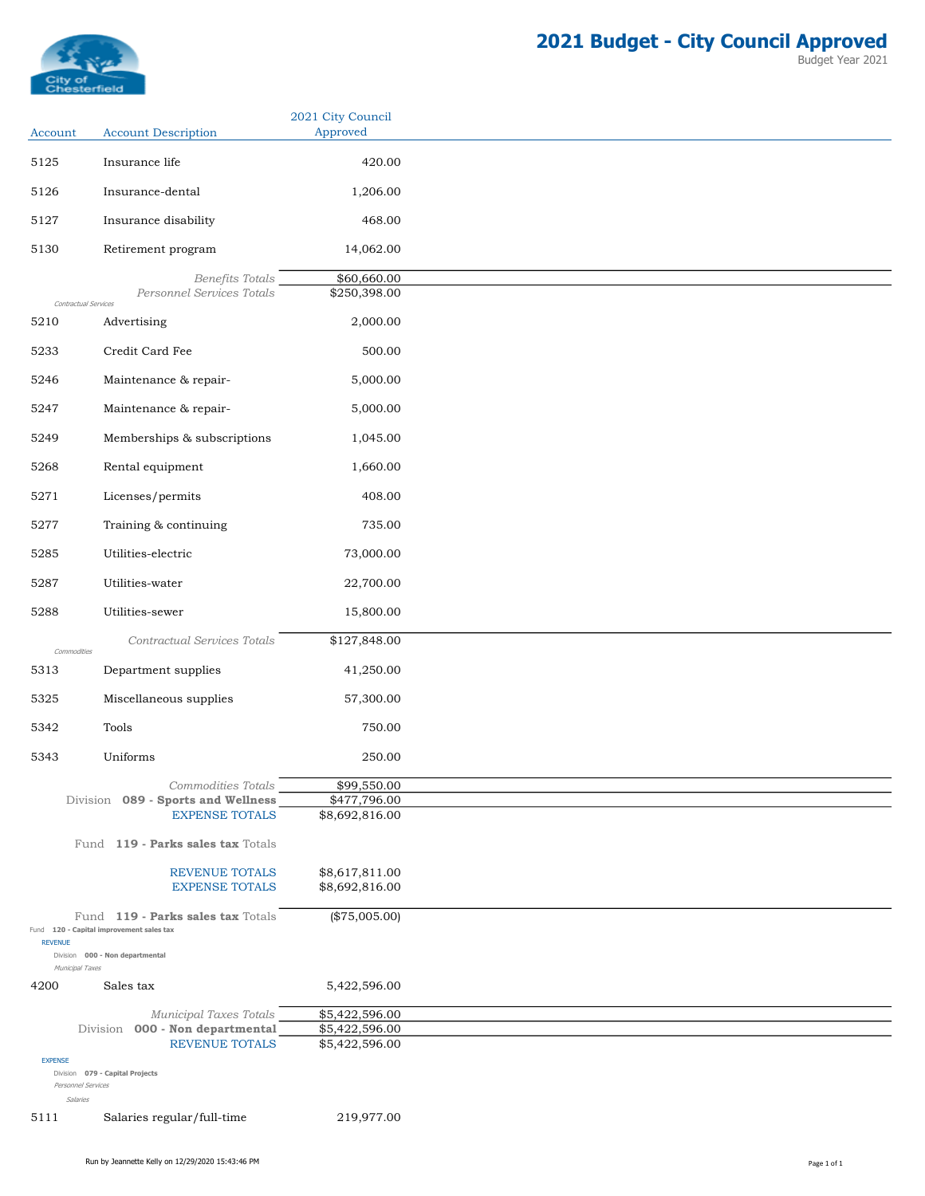| Account | Account Description | 2021 City Council Approved |
|---|---|---|
| 5125 | Insurance life | 420.00 |
| 5126 | Insurance-dental | 1,206.00 |
| 5127 | Insurance disability | 468.00 |
| 5130 | Retirement program | 14,062.00 |
| | *Benefits Totals* | $60,660.00 |
| | *Personnel Services Totals* | $250,398.00 |
| | *Contractual Services* | |
| 5210 | Advertising | 2,000.00 |
| 5233 | Credit Card Fee | 500.00 |
| 5246 | Maintenance & repair- | 5,000.00 |
| 5247 | Maintenance & repair- | 5,000.00 |
| 5249 | Memberships & subscriptions | 1,045.00 |
| 5268 | Rental equipment | 1,660.00 |
| 5271 | Licenses/permits | 408.00 |
| 5277 | Training & continuing | 735.00 |
| 5285 | Utilities-electric | 73,000.00 |
| 5287 | Utilities-water | 22,700.00 |
| 5288 | Utilities-sewer | 15,800.00 |
| | *Contractual Services Totals* | $127,848.00 |
| | *Commodities* | |
| 5313 | Department supplies | 41,250.00 |
| 5325 | Miscellaneous supplies | 57,300.00 |
| 5342 | Tools | 750.00 |
| 5343 | Uniforms | 250.00 |
| | *Commodities Totals* | $99,550.00 |
| | Division **089 - Sports and Wellness** | $477,796.00 |
| | EXPENSE TOTALS | $8,692,816.00 |
| | Fund **119 - Parks sales tax** Totals | |
| | REVENUE TOTALS | $8,617,811.00 |
| | EXPENSE TOTALS | $8,692,816.00 |
| | Fund **119 - Parks sales tax** Totals | ($75,005.00) |
| | Fund **120 - Capital improvement sales tax** | |
| | REVENUE | |
| | Division **000 - Non departmental** | |
| | *Municipal Taxes* | |
| 4200 | Sales tax | 5,422,596.00 |
| | *Municipal Taxes Totals* | $5,422,596.00 |
| | Division **000 - Non departmental** | $5,422,596.00 |
| | REVENUE TOTALS | $5,422,596.00 |
| | EXPENSE | |
| | Division **079 - Capital Projects** | |
| | *Personnel Services* | |
| | *Salaries* | |
| 5111 | Salaries regular/full-time | 219,977.00 |

Run by Jeannette Kelly on 12/29/2020 15:43:46 PM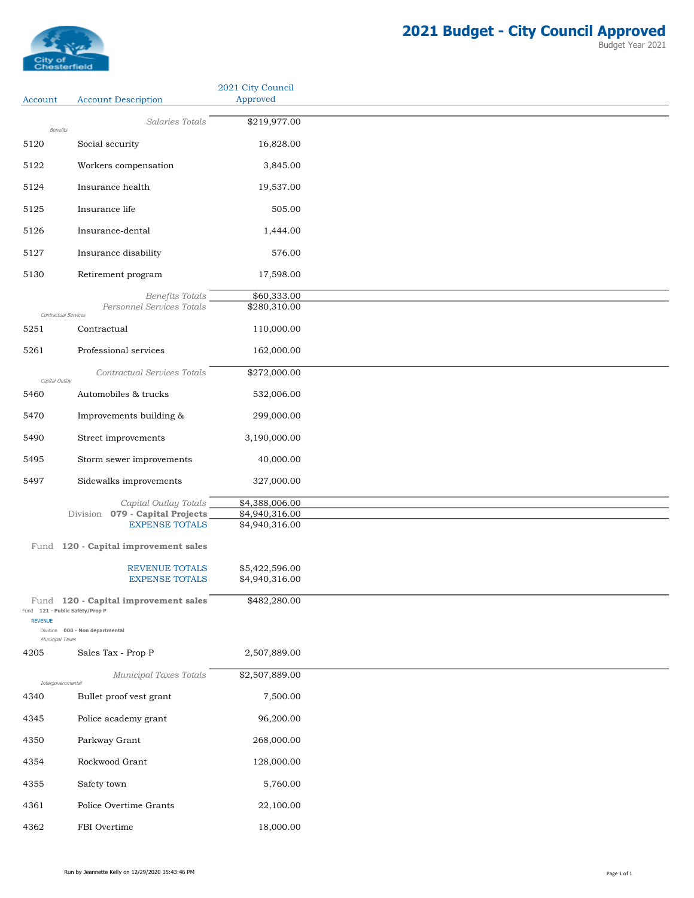# 2021 Budget - City Council Approved

Budget Year 2021

| Account | Account Description | 2021 City Council Approved |
|---|---|---|
| | *Salaries Totals* | $219,977.00 |
| *Benefits* | | |
| 5120 | Social security | 16,828.00 |
| 5122 | Workers compensation | 3,845.00 |
| 5124 | Insurance health | 19,537.00 |
| 5125 | Insurance life | 505.00 |
| 5126 | Insurance-dental | 1,444.00 |
| 5127 | Insurance disability | 576.00 |
| 5130 | Retirement program | 17,598.00 |
| | *Benefits Totals* | $60,333.00 |
| | *Personnel Services Totals* | $280,310.00 |
| *Contractual Services* | | |
| 5251 | Contractual | 110,000.00 |
| 5261 | Professional services | 162,000.00 |
| | *Contractual Services Totals* | $272,000.00 |
| *Capital Outlay* | | |
| 5460 | Automobiles & trucks | 532,006.00 |
| 5470 | Improvements building & | 299,000.00 |
| 5490 | Street improvements | 3,190,000.00 |
| 5495 | Storm sewer improvements | 40,000.00 |
| 5497 | Sidewalks improvements | 327,000.00 |
| | *Capital Outlay Totals* | $4,388,006.00 |
| | Division **079 - Capital Projects** | $4,940,316.00 |
| | EXPENSE TOTALS | $4,940,316.00 |
| | Fund **120 - Capital improvement sales** | |
| | REVENUE TOTALS | $5,422,596.00 |
| | EXPENSE TOTALS | $4,940,316.00 |
| | Fund **120 - Capital improvement sales** | $482,280.00 |
| Fund **121 - Public Safety/Prop P** | | |
| REVENUE | | |
| Division **000 - Non departmental** | | |
| *Municipal Taxes* | | |
| 4205 | Sales Tax - Prop P | 2,507,889.00 |
| | *Municipal Taxes Totals* | $2,507,889.00 |
| *Intergovernmental* | | |
| 4340 | Bullet proof vest grant | 7,500.00 |
| 4345 | Police academy grant | 96,200.00 |
| 4350 | Parkway Grant | 268,000.00 |
| 4354 | Rockwood Grant | 128,000.00 |
| 4355 | Safety town | 5,760.00 |
| 4361 | Police Overtime Grants | 22,100.00 |
| 4362 | FBI Overtime | 18,000.00 |

Run by Jeannette Kelly on 12/29/2020 15:43:46 PM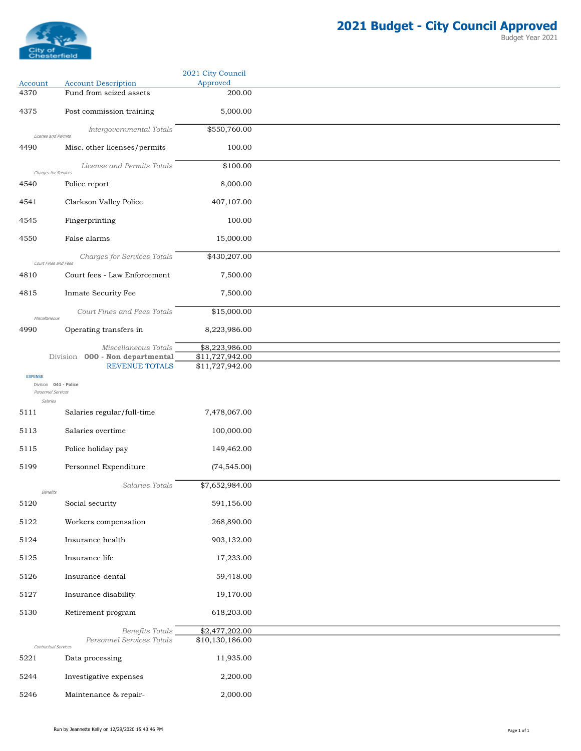# 2021 Budget - City Council Approved

Budget Year 2021

| Account | Account Description | 2021 City Council Approved |
|---|---|---|
| 4370 | Fund from seized assets | 200.00 |
| 4375 | Post commission training | 5,000.00 |
| | *Intergovernmental Totals* | $550,760.00 |
| *License and Permits* | | |
| 4490 | Misc. other licenses/permits | 100.00 |
| | *License and Permits Totals* | $100.00 |
| *Charges for Services* | | |
| 4540 | Police report | 8,000.00 |
| 4541 | Clarkson Valley Police | 407,107.00 |
| 4545 | Fingerprinting | 100.00 |
| 4550 | False alarms | 15,000.00 |
| | *Charges for Services Totals* | $430,207.00 |
| *Court Fines and Fees* | | |
| 4810 | Court fees - Law Enforcement | 7,500.00 |
| 4815 | Inmate Security Fee | 7,500.00 |
| | *Court Fines and Fees Totals* | $15,000.00 |
| *Miscellaneous* | | |
| 4990 | Operating transfers in | 8,223,986.00 |
| | *Miscellaneous Totals* | $8,223,986.00 |
| | Division **000 - Non departmental** | $11,727,942.00 |
| | REVENUE TOTALS | $11,727,942.00 |
| EXPENSE | | |
| Division **041 - Police** | | |
| *Personnel Services* | | |
| *Salaries* | | |
| 5111 | Salaries regular/full-time | 7,478,067.00 |
| 5113 | Salaries overtime | 100,000.00 |
| 5115 | Police holiday pay | 149,462.00 |
| 5199 | Personnel Expenditure | (74,545.00) |
| | *Salaries Totals* | $7,652,984.00 |
| *Benefits* | | |
| 5120 | Social security | 591,156.00 |
| 5122 | Workers compensation | 268,890.00 |
| 5124 | Insurance health | 903,132.00 |
| 5125 | Insurance life | 17,233.00 |
| 5126 | Insurance-dental | 59,418.00 |
| 5127 | Insurance disability | 19,170.00 |
| 5130 | Retirement program | 618,203.00 |
| | *Benefits Totals* | $2,477,202.00 |
| | *Personnel Services Totals* | $10,130,186.00 |
| *Contractual Services* | | |
| 5221 | Data processing | 11,935.00 |
| 5244 | Investigative expenses | 2,200.00 |
| 5246 | Maintenance & repair- | 2,000.00 |

Run by Jeannette Kelly on 12/29/2020 15:43:46 PM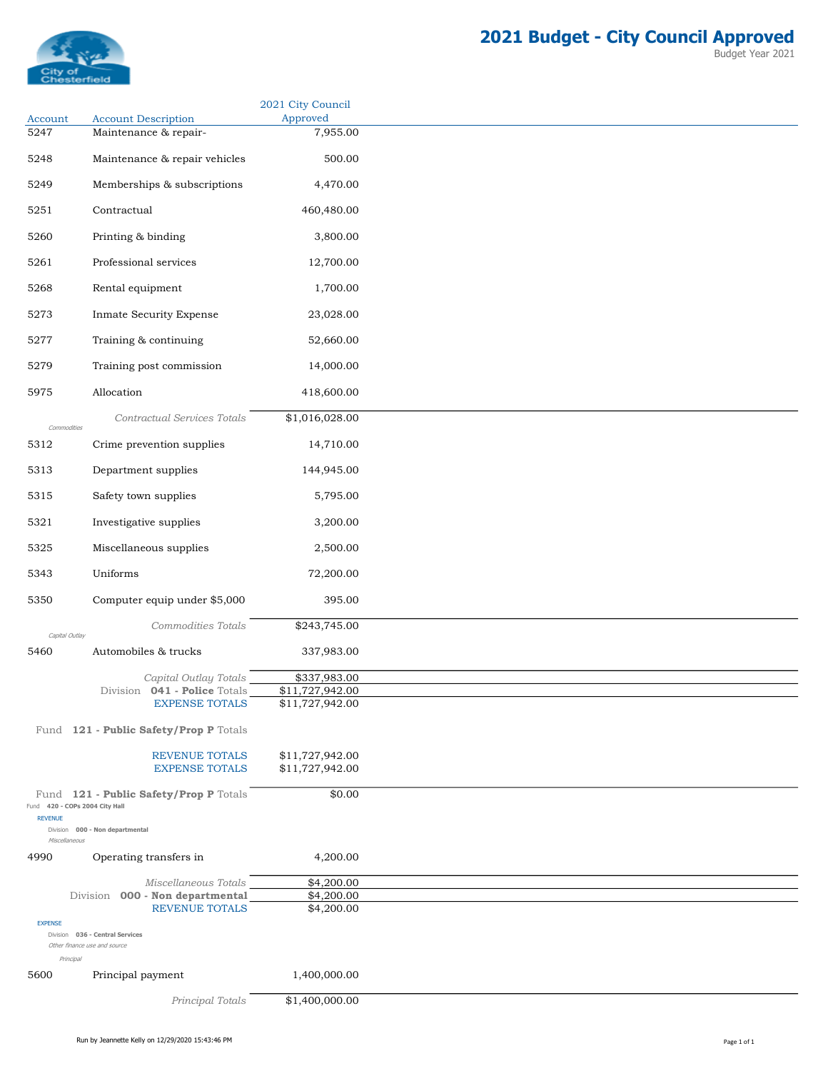# 2021 Budget - City Council Approved

Budget Year 2021

| Account | Account Description | 2021 City Council Approved |
|---|---|---|
| 5247 | Maintenance & repair- | 7,955.00 |
| 5248 | Maintenance & repair vehicles | 500.00 |
| 5249 | Memberships & subscriptions | 4,470.00 |
| 5251 | Contractual | 460,480.00 |
| 5260 | Printing & binding | 3,800.00 |
| 5261 | Professional services | 12,700.00 |
| 5268 | Rental equipment | 1,700.00 |
| 5273 | Inmate Security Expense | 23,028.00 |
| 5277 | Training & continuing | 52,660.00 |
| 5279 | Training post commission | 14,000.00 |
| 5975 | Allocation | 418,600.00 |
| | *Contractual Services Totals* | $1,016,028.00 |
| *Commodities* | | |
| 5312 | Crime prevention supplies | 14,710.00 |
| 5313 | Department supplies | 144,945.00 |
| 5315 | Safety town supplies | 5,795.00 |
| 5321 | Investigative supplies | 3,200.00 |
| 5325 | Miscellaneous supplies | 2,500.00 |
| 5343 | Uniforms | 72,200.00 |
| 5350 | Computer equip under $5,000 | 395.00 |
| | *Commodities Totals* | $243,745.00 |
| *Capital Outlay* | | |
| 5460 | Automobiles & trucks | 337,983.00 |
| | *Capital Outlay Totals* | $337,983.00 |
| | Division **041 - Police** Totals | $11,727,942.00 |
| | EXPENSE TOTALS | $11,727,942.00 |
| | Fund **121 - Public Safety/Prop P** Totals | |
| | REVENUE TOTALS | $11,727,942.00 |
| | EXPENSE TOTALS | $11,727,942.00 |
| | Fund **121 - Public Safety/Prop P** Totals | $0.00 |
| Fund **420 - COPs 2004 City Hall** | | |
| REVENUE | | |
| Division **000 - Non departmental** | | |
| *Miscellaneous* | | |
| 4990 | Operating transfers in | 4,200.00 |
| | *Miscellaneous Totals* | $4,200.00 |
| | Division **000 - Non departmental** | $4,200.00 |
| | REVENUE TOTALS | $4,200.00 |
| EXPENSE | | |
| Division **036 - Central Services** | | |
| *Other finance use and source* | | |
| *Principal* | | |
| 5600 | Principal payment | 1,400,000.00 |
| | *Principal Totals* | $1,400,000.00 |

Run by Jeannette Kelly on 12/29/2020 15:43:46 PM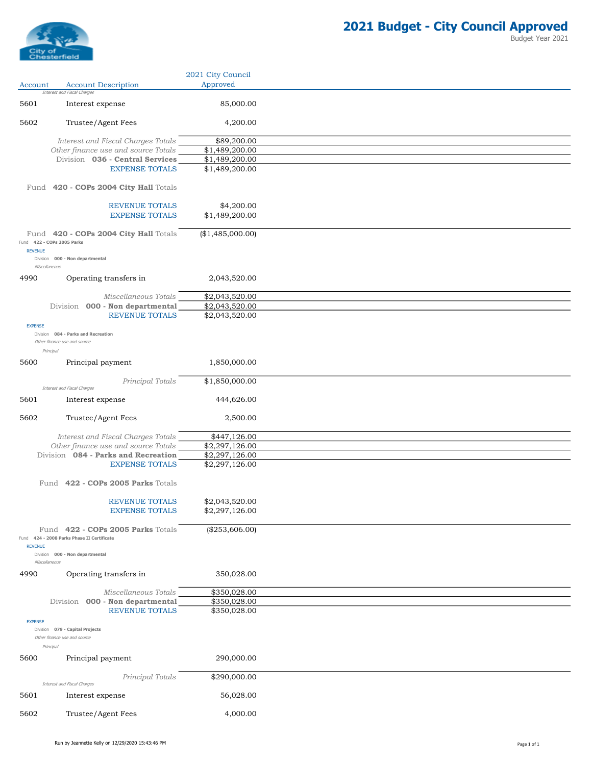# 2021 Budget - City Council Approved

Budget Year 2021

| Account | Account Description | 2021 City Council Approved |
|---|---|---|
| | *Interest and Fiscal Charges* | |
| 5601 | Interest expense | 85,000.00 |
| 5602 | Trustee/Agent Fees | 4,200.00 |
| | *Interest and Fiscal Charges Totals* | $89,200.00 |
| | *Other finance use and source Totals* | $1,489,200.00 |
| | Division **036 - Central Services** | $1,489,200.00 |
| | EXPENSE TOTALS | $1,489,200.00 |
| | Fund **420 - COPs 2004 City Hall** Totals | |
| | REVENUE TOTALS | $4,200.00 |
| | EXPENSE TOTALS | $1,489,200.00 |
| | Fund **420 - COPs 2004 City Hall** Totals | ($1,485,000.00) |
| | Fund **422 - COPs 2005 Parks** | |
| | REVENUE | |
| | Division **000 - Non departmental** | |
| | *Miscellaneous* | |
| 4990 | Operating transfers in | 2,043,520.00 |
| | *Miscellaneous Totals* | $2,043,520.00 |
| | Division **000 - Non departmental** | $2,043,520.00 |
| | REVENUE TOTALS | $2,043,520.00 |
| | EXPENSE | |
| | Division **084 - Parks and Recreation** | |
| | *Other finance use and source* | |
| | *Principal* | |
| 5600 | Principal payment | 1,850,000.00 |
| | *Principal Totals* | $1,850,000.00 |
| | *Interest and Fiscal Charges* | |
| 5601 | Interest expense | 444,626.00 |
| 5602 | Trustee/Agent Fees | 2,500.00 |
| | *Interest and Fiscal Charges Totals* | $447,126.00 |
| | *Other finance use and source Totals* | $2,297,126.00 |
| | Division **084 - Parks and Recreation** | $2,297,126.00 |
| | EXPENSE TOTALS | $2,297,126.00 |
| | Fund **422 - COPs 2005 Parks** Totals | |
| | REVENUE TOTALS | $2,043,520.00 |
| | EXPENSE TOTALS | $2,297,126.00 |
| | Fund **422 - COPs 2005 Parks** Totals | ($253,606.00) |
| | Fund **424 - 2008 Parks Phase II Certificate** | |
| | REVENUE | |
| | Division **000 - Non departmental** | |
| | *Miscellaneous* | |
| 4990 | Operating transfers in | 350,028.00 |
| | *Miscellaneous Totals* | $350,028.00 |
| | Division **000 - Non departmental** | $350,028.00 |
| | REVENUE TOTALS | $350,028.00 |
| | EXPENSE | |
| | Division **079 - Capital Projects** | |
| | *Other finance use and source* | |
| | *Principal* | |
| 5600 | Principal payment | 290,000.00 |
| | *Principal Totals* | $290,000.00 |
| | *Interest and Fiscal Charges* | |
| 5601 | Interest expense | 56,028.00 |
| 5602 | Trustee/Agent Fees | 4,000.00 |

Run by Jeannette Kelly on 12/29/2020 15:43:46 PM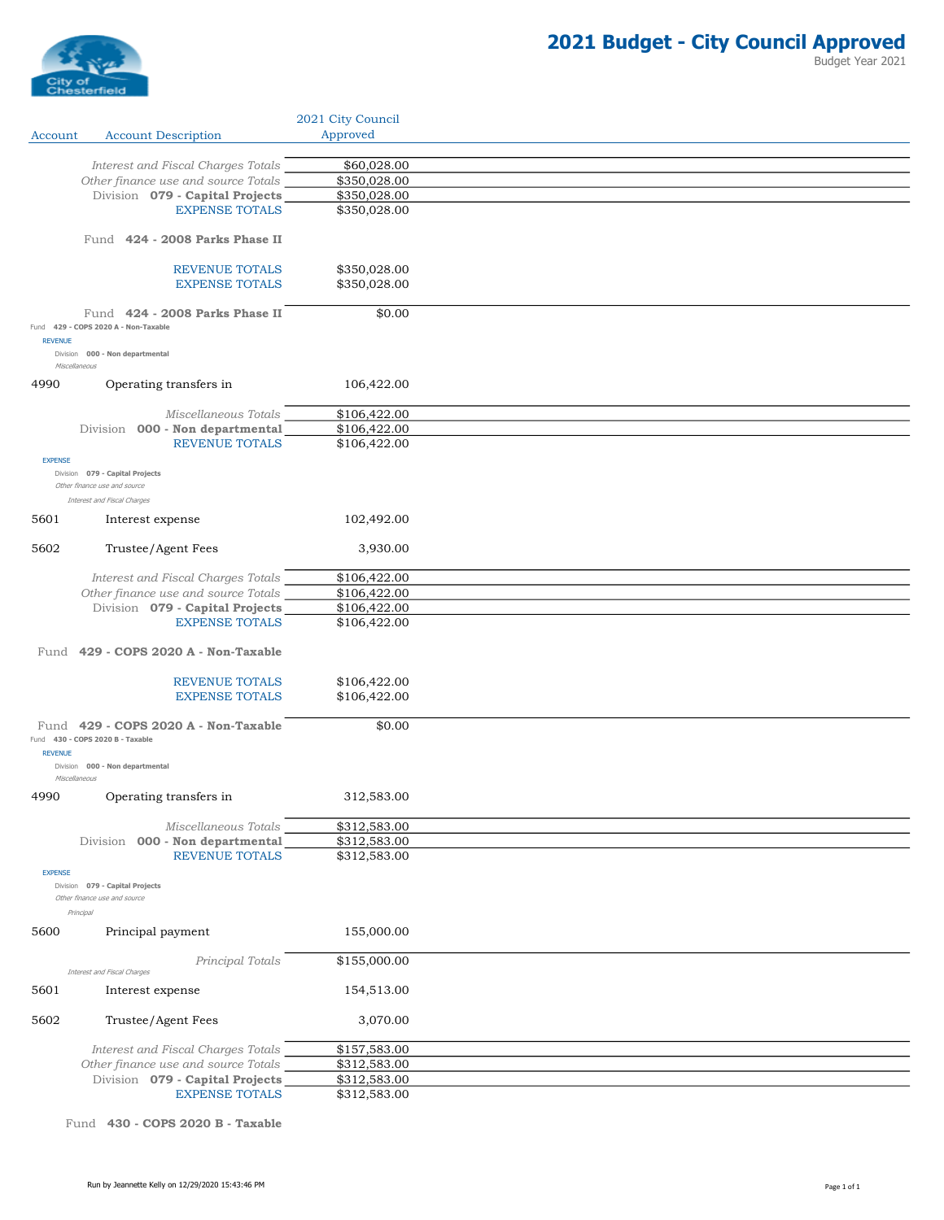# 2021 Budget - City Council Approved

Budget Year 2021

| Account | Account Description | 2021 City Council Approved |
|---|---|---|
| | *Interest and Fiscal Charges Totals* | $60,028.00 |
| | *Other finance use and source Totals* | $350,028.00 |
| | Division **079 - Capital Projects** | $350,028.00 |
| | EXPENSE TOTALS | $350,028.00 |
| | Fund **424 - 2008 Parks Phase II** | |
| | REVENUE TOTALS | $350,028.00 |
| | EXPENSE TOTALS | $350,028.00 |
| | Fund **424 - 2008 Parks Phase II** | $0.00 |
| | Fund **429 - COPS 2020 A - Non-Taxable** | |
| | REVENUE | |
| | Division **000 - Non departmental** | |
| | *Miscellaneous* | |
| 4990 | Operating transfers in | 106,422.00 |
| | *Miscellaneous Totals* | $106,422.00 |
| | Division **000 - Non departmental** | $106,422.00 |
| | REVENUE TOTALS | $106,422.00 |
| | EXPENSE | |
| | Division **079 - Capital Projects** | |
| | *Other finance use and source* | |
| | *Interest and Fiscal Charges* | |
| 5601 | Interest expense | 102,492.00 |
| 5602 | Trustee/Agent Fees | 3,930.00 |
| | *Interest and Fiscal Charges Totals* | $106,422.00 |
| | *Other finance use and source Totals* | $106,422.00 |
| | Division **079 - Capital Projects** | $106,422.00 |
| | EXPENSE TOTALS | $106,422.00 |
| | Fund **429 - COPS 2020 A - Non-Taxable** | |
| | REVENUE TOTALS | $106,422.00 |
| | EXPENSE TOTALS | $106,422.00 |
| | Fund **429 - COPS 2020 A - Non-Taxable** | $0.00 |
| | Fund **430 - COPS 2020 B - Taxable** | |
| | REVENUE | |
| | Division **000 - Non departmental** | |
| | *Miscellaneous* | |
| 4990 | Operating transfers in | 312,583.00 |
| | *Miscellaneous Totals* | $312,583.00 |
| | Division **000 - Non departmental** | $312,583.00 |
| | REVENUE TOTALS | $312,583.00 |
| | EXPENSE | |
| | Division **079 - Capital Projects** | |
| | *Other finance use and source* | |
| | *Principal* | |
| 5600 | Principal payment | 155,000.00 |
| | *Principal Totals* | $155,000.00 |
| | *Interest and Fiscal Charges* | |
| 5601 | Interest expense | 154,513.00 |
| 5602 | Trustee/Agent Fees | 3,070.00 |
| | *Interest and Fiscal Charges Totals* | $157,583.00 |
| | *Other finance use and source Totals* | $312,583.00 |
| | Division **079 - Capital Projects** | $312,583.00 |
| | EXPENSE TOTALS | $312,583.00 |
| | Fund **430 - COPS 2020 B - Taxable** | |

Run by Jeannette Kelly on 12/29/2020 15:43:46 PM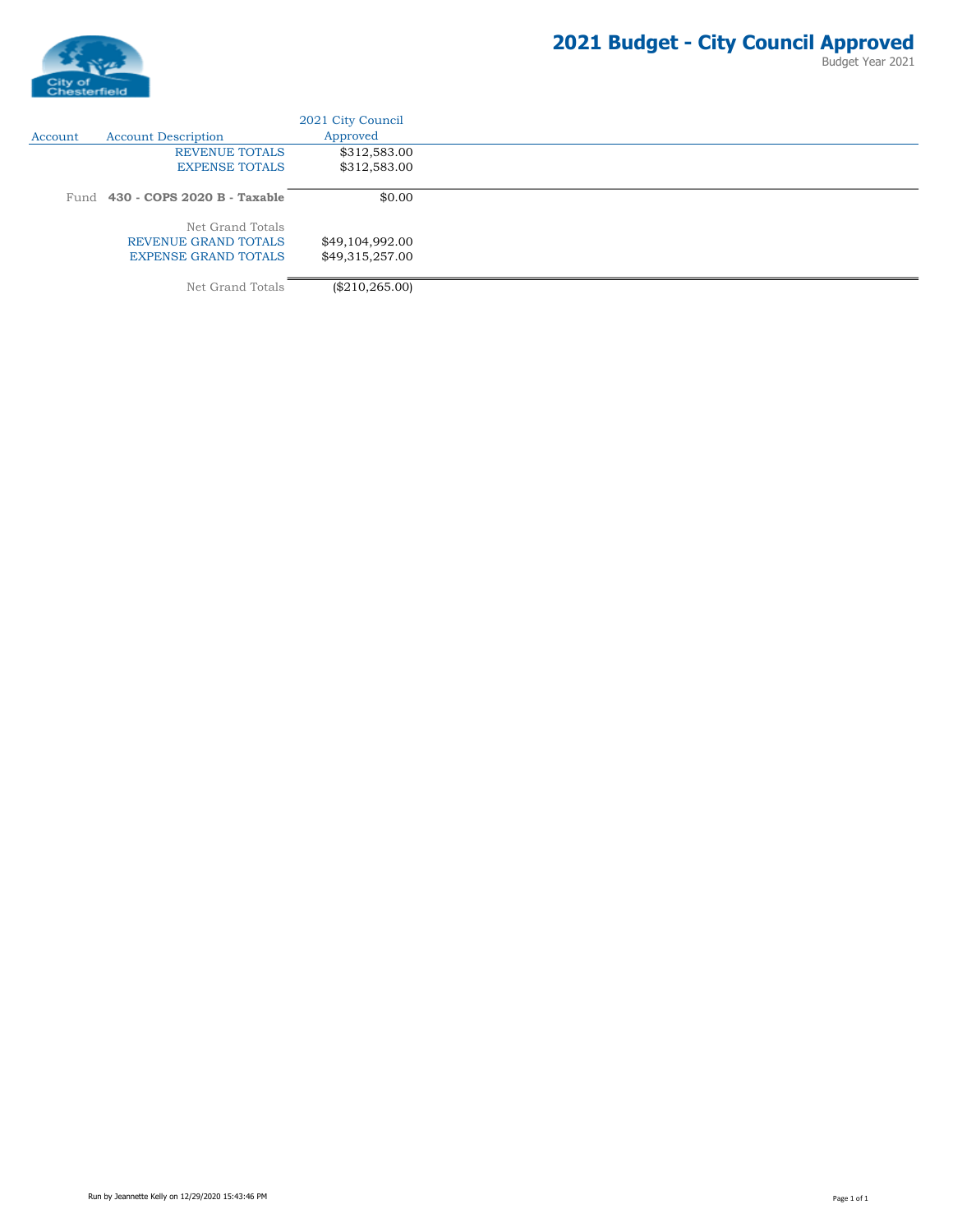# 2021 Budget - City Council Approved

Budget Year 2021

| Account | Account Description | 2021 City Council Approved |
|---|---|---|
| | REVENUE TOTALS | $312,583.00 |
| | EXPENSE TOTALS | $312,583.00 |
| Fund | **430 - COPS 2020 B - Taxable** | $0.00 |
| | Net Grand Totals | |
| | REVENUE GRAND TOTALS | $49,104,992.00 |
| | EXPENSE GRAND TOTALS | $49,315,257.00 |
| | Net Grand Totals | ($210,265.00) |

Run by Jeannette Kelly on 12/29/2020 15:43:46 PM